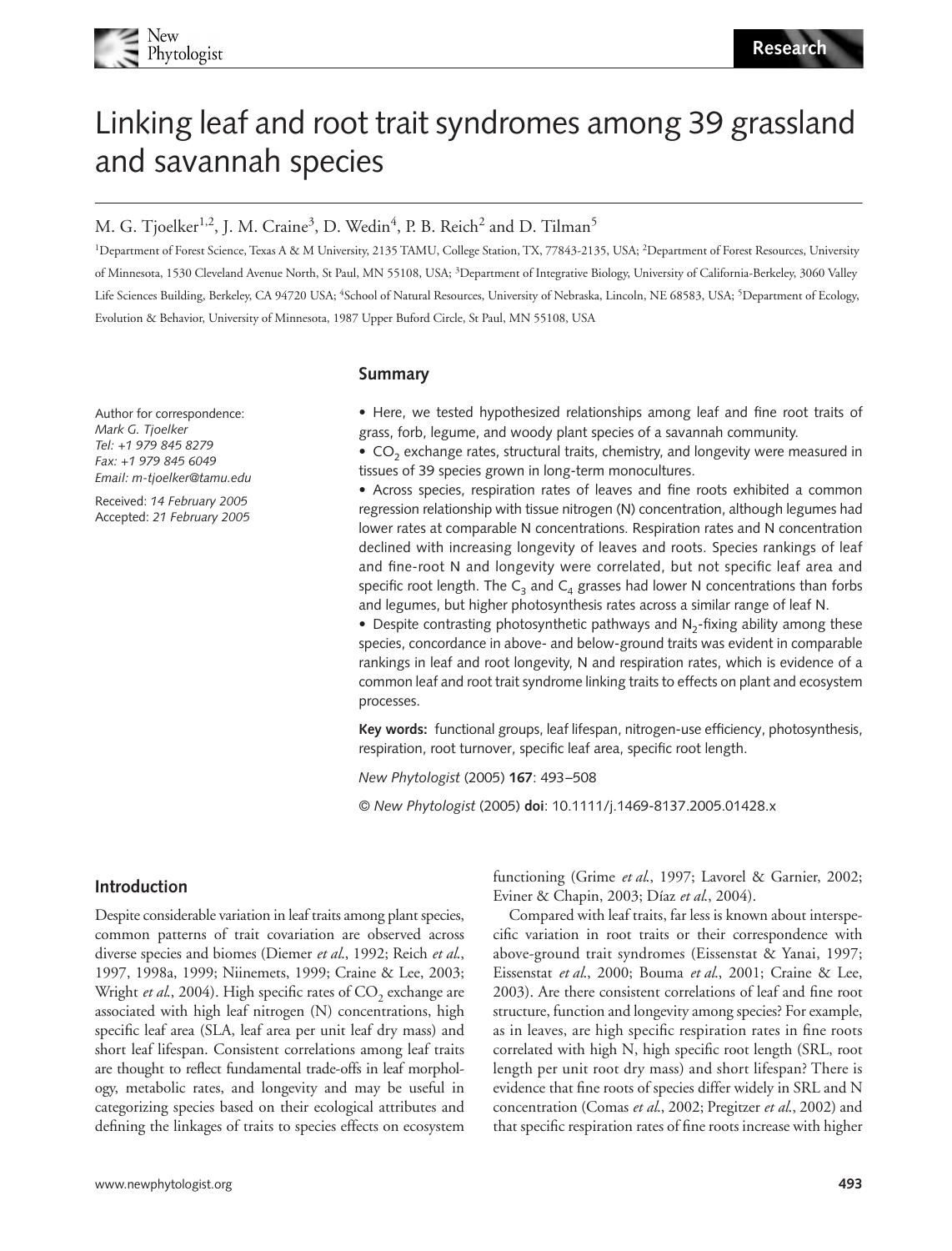# Linking leaf and root trait syndromes among 39 grassland and savannah species

M. G. Tjoelker[1,2], J. M. Craine[3], D. Wedin[4], P. B. Reich[2] and D. Tilman[5]

[1]Department of Forest Science, Texas A & M University, 2135 TAMU, College Station, TX, 77843-2135, USA; [2]Department of Forest Resources, University of Minnesota, 1530 Cleveland Avenue North, St Paul, MN 55108, USA; [3]Department of Integrative Biology, University of California-Berkeley, 3060 Valley Life Sciences Building, Berkeley, CA 94720 USA; [4]School of Natural Resources, University of Nebraska, Lincoln, NE 68583, USA; [5]Department of Ecology, Evolution & Behavior, University of Minnesota, 1987 Upper Buford Circle, St Paul, MN 55108, USA

Author for correspondence:
*Mark G. Tjoelker*
*Tel: +1 979 845 8279*
*Fax: +1 979 845 6049*
*Email: m-tjoelker@tamu.edu*

Received: *14 February 2005*
Accepted: *21 February 2005*

## Summary

- Here, we tested hypothesized relationships among leaf and fine root traits of grass, forb, legume, and woody plant species of a savannah community.
- $CO_2$ exchange rates, structural traits, chemistry, and longevity were measured in tissues of 39 species grown in long-term monocultures.
- Across species, respiration rates of leaves and fine roots exhibited a common regression relationship with tissue nitrogen (N) concentration, although legumes had lower rates at comparable N concentrations. Respiration rates and N concentration declined with increasing longevity of leaves and roots. Species rankings of leaf and fine-root N and longevity were correlated, but not specific leaf area and specific root length. The $C_3$ and $C_4$ grasses had lower N concentrations than forbs and legumes, but higher photosynthesis rates across a similar range of leaf N.
- Despite contrasting photosynthetic pathways and $N_2$-fixing ability among these species, concordance in above- and below-ground traits was evident in comparable rankings in leaf and root longevity, N and respiration rates, which is evidence of a common leaf and root trait syndrome linking traits to effects on plant and ecosystem processes.

**Key words:** functional groups, leaf lifespan, nitrogen-use efficiency, photosynthesis, respiration, root turnover, specific leaf area, specific root length.

*New Phytologist* (2005) **167**: 493–508

© *New Phytologist* (2005) **doi**: 10.1111/j.1469-8137.2005.01428.x

## Introduction

Despite considerable variation in leaf traits among plant species, common patterns of trait covariation are observed across diverse species and biomes (Diemer *et al*., 1992; Reich *et al*., 1997, 1998a, 1999; Niinemets, 1999; Craine & Lee, 2003; Wright *et al*., 2004). High specific rates of $CO_2$ exchange are associated with high leaf nitrogen (N) concentrations, high specific leaf area (SLA, leaf area per unit leaf dry mass) and short leaf lifespan. Consistent correlations among leaf traits are thought to reflect fundamental trade-offs in leaf morphology, metabolic rates, and longevity and may be useful in categorizing species based on their ecological attributes and defining the linkages of traits to species effects on ecosystem functioning (Grime *et al*., 1997; Lavorel & Garnier, 2002; Eviner & Chapin, 2003; Díaz *et al*., 2004).

Compared with leaf traits, far less is known about interspecific variation in root traits or their correspondence with above-ground trait syndromes (Eissenstat & Yanai, 1997; Eissenstat *et al*., 2000; Bouma *et al*., 2001; Craine & Lee, 2003). Are there consistent correlations of leaf and fine root structure, function and longevity among species? For example, as in leaves, are high specific respiration rates in fine roots correlated with high N, high specific root length (SRL, root length per unit root dry mass) and short lifespan? There is evidence that fine roots of species differ widely in SRL and N concentration (Comas *et al*., 2002; Pregitzer *et al*., 2002) and that specific respiration rates of fine roots increase with higher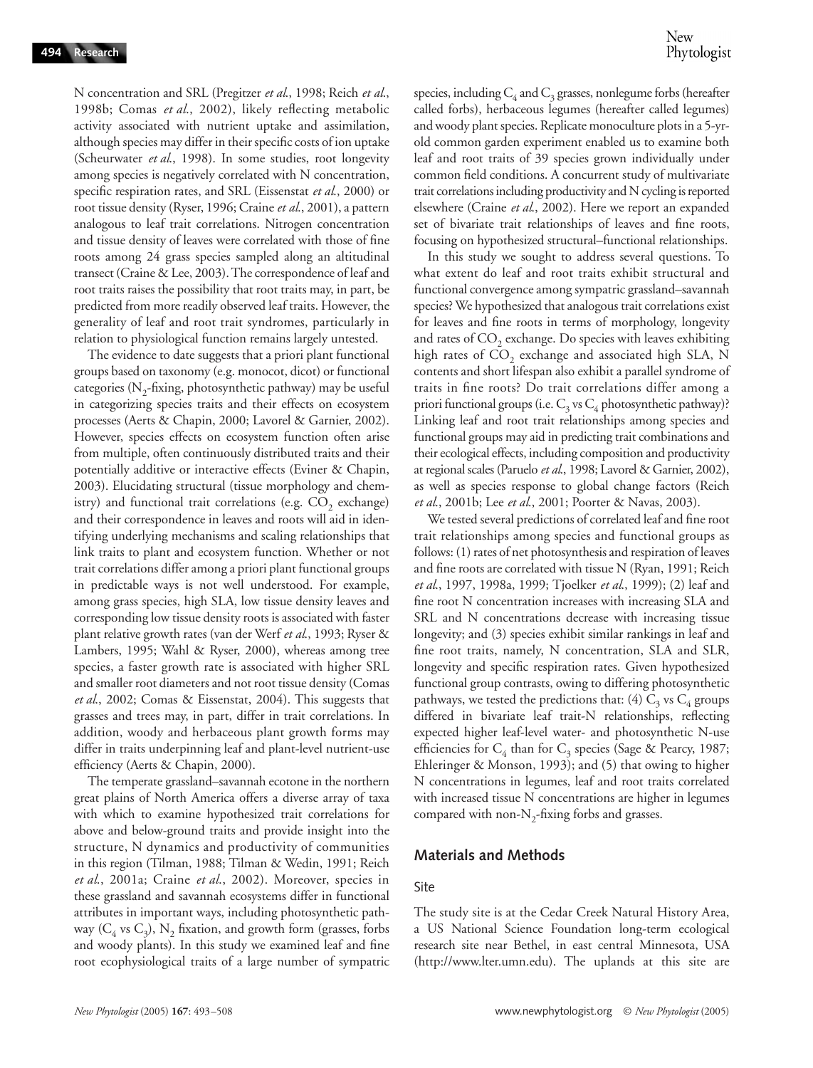N concentration and SRL (Pregitzer *et al.*, 1998; Reich *et al.*, 1998b; Comas *et al.*, 2002), likely reflecting metabolic activity associated with nutrient uptake and assimilation, although species may differ in their specific costs of ion uptake (Scheurwater *et al.*, 1998). In some studies, root longevity among species is negatively correlated with N concentration, specific respiration rates, and SRL (Eissenstat *et al.*, 2000) or root tissue density (Ryser, 1996; Craine *et al.*, 2001), a pattern analogous to leaf trait correlations. Nitrogen concentration and tissue density of leaves were correlated with those of fine roots among 24 grass species sampled along an altitudinal transect (Craine & Lee, 2003). The correspondence of leaf and root traits raises the possibility that root traits may, in part, be predicted from more readily observed leaf traits. However, the generality of leaf and root trait syndromes, particularly in relation to physiological function remains largely untested.

The evidence to date suggests that a priori plant functional groups based on taxonomy (e.g. monocot, dicot) or functional categories ($N_2$-fixing, photosynthetic pathway) may be useful in categorizing species traits and their effects on ecosystem processes (Aerts & Chapin, 2000; Lavorel & Garnier, 2002). However, species effects on ecosystem function often arise from multiple, often continuously distributed traits and their potentially additive or interactive effects (Eviner & Chapin, 2003). Elucidating structural (tissue morphology and chemistry) and functional trait correlations (e.g. $CO_2$ exchange) and their correspondence in leaves and roots will aid in identifying underlying mechanisms and scaling relationships that link traits to plant and ecosystem function. Whether or not trait correlations differ among a priori plant functional groups in predictable ways is not well understood. For example, among grass species, high SLA, low tissue density leaves and corresponding low tissue density roots is associated with faster plant relative growth rates (van der Werf *et al.*, 1993; Ryser & Lambers, 1995; Wahl & Ryser, 2000), whereas among tree species, a faster growth rate is associated with higher SRL and smaller root diameters and not root tissue density (Comas *et al.*, 2002; Comas & Eissenstat, 2004). This suggests that grasses and trees may, in part, differ in trait correlations. In addition, woody and herbaceous plant growth forms may differ in traits underpinning leaf and plant-level nutrient-use efficiency (Aerts & Chapin, 2000).

The temperate grassland–savannah ecotone in the northern great plains of North America offers a diverse array of taxa with which to examine hypothesized trait correlations for above and below-ground traits and provide insight into the structure, N dynamics and productivity of communities in this region (Tilman, 1988; Tilman & Wedin, 1991; Reich *et al.*, 2001a; Craine *et al.*, 2002). Moreover, species in these grassland and savannah ecosystems differ in functional attributes in important ways, including photosynthetic pathway ($C_4$ vs $C_3$), $N_2$ fixation, and growth form (grasses, forbs and woody plants). In this study we examined leaf and fine root ecophysiological traits of a large number of sympatric species, including $C_4$ and $C_3$ grasses, nonlegume forbs (hereafter called forbs), herbaceous legumes (hereafter called legumes) and woody plant species. Replicate monoculture plots in a 5-yr-old common garden experiment enabled us to examine both leaf and root traits of 39 species grown individually under common field conditions. A concurrent study of multivariate trait correlations including productivity and N cycling is reported elsewhere (Craine *et al.*, 2002). Here we report an expanded set of bivariate trait relationships of leaves and fine roots, focusing on hypothesized structural–functional relationships.

In this study we sought to address several questions. To what extent do leaf and root traits exhibit structural and functional convergence among sympatric grassland–savannah species? We hypothesized that analogous trait correlations exist for leaves and fine roots in terms of morphology, longevity and rates of $CO_2$ exchange. Do species with leaves exhibiting high rates of $CO_2$ exchange and associated high SLA, N contents and short lifespan also exhibit a parallel syndrome of traits in fine roots? Do trait correlations differ among a priori functional groups (i.e. $C_3$ vs $C_4$ photosynthetic pathway)? Linking leaf and root trait relationships among species and functional groups may aid in predicting trait combinations and their ecological effects, including composition and productivity at regional scales (Paruelo *et al.*, 1998; Lavorel & Garnier, 2002), as well as species response to global change factors (Reich *et al.*, 2001b; Lee *et al.*, 2001; Poorter & Navas, 2003).

We tested several predictions of correlated leaf and fine root trait relationships among species and functional groups as follows: (1) rates of net photosynthesis and respiration of leaves and fine roots are correlated with tissue N (Ryan, 1991; Reich *et al.*, 1997, 1998a, 1999; Tjoelker *et al.*, 1999); (2) leaf and fine root N concentration increases with increasing SLA and SRL and N concentrations decrease with increasing tissue longevity; and (3) species exhibit similar rankings in leaf and fine root traits, namely, N concentration, SLA and SLR, longevity and specific respiration rates. Given hypothesized functional group contrasts, owing to differing photosynthetic pathways, we tested the predictions that: (4) $C_3$ vs $C_4$ groups differed in bivariate leaf trait-N relationships, reflecting expected higher leaf-level water- and photosynthetic N-use efficiencies for $C_4$ than for $C_3$ species (Sage & Pearcy, 1987; Ehleringer & Monson, 1993); and (5) that owing to higher N concentrations in legumes, leaf and root traits correlated with increased tissue N concentrations are higher in legumes compared with non-$N_2$-fixing forbs and grasses.

## Materials and Methods

### Site

The study site is at the Cedar Creek Natural History Area, a US National Science Foundation long-term ecological research site near Bethel, in east central Minnesota, USA (http://www.lter.umn.edu). The uplands at this site are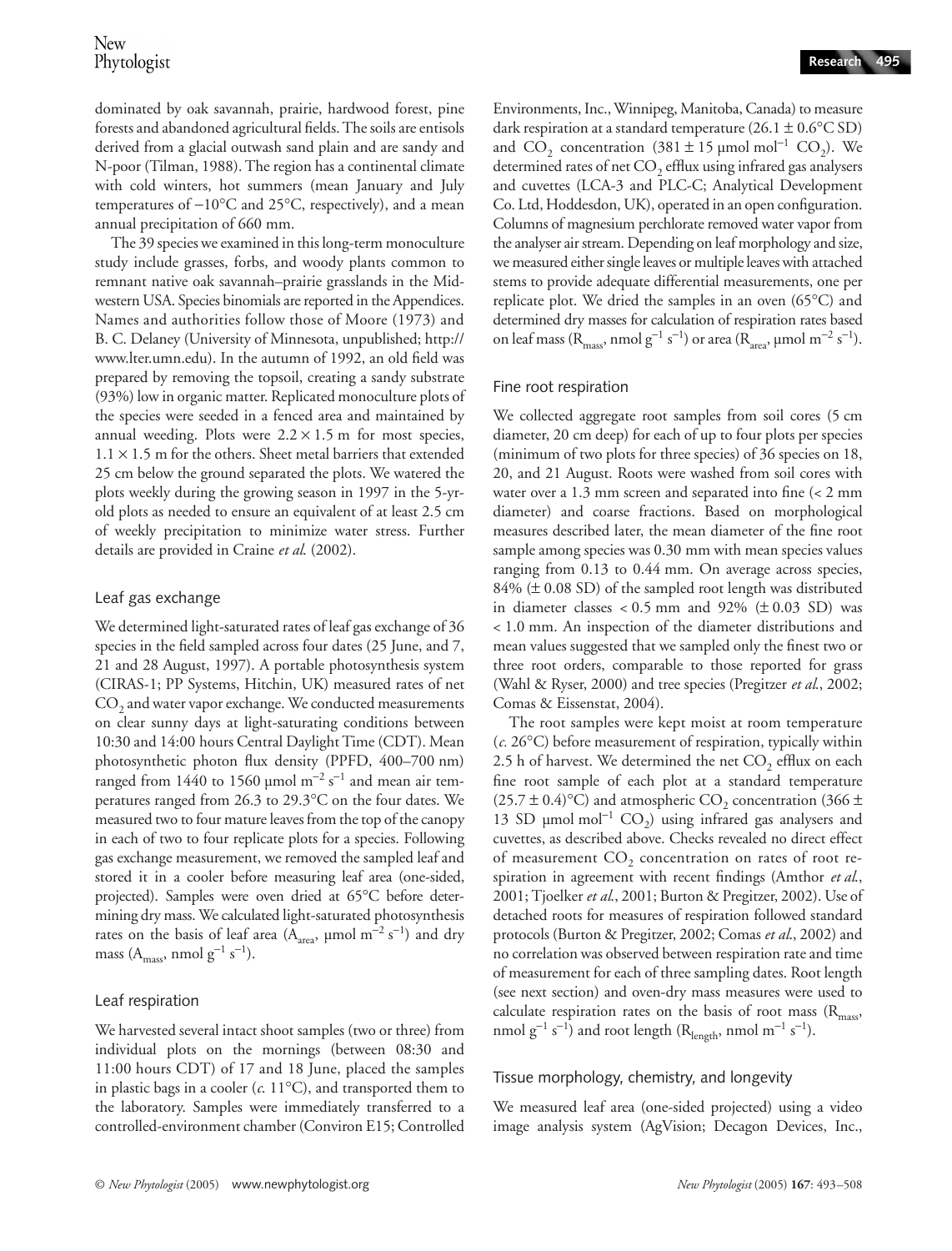dominated by oak savannah, prairie, hardwood forest, pine forests and abandoned agricultural fields. The soils are entisols derived from a glacial outwash sand plain and are sandy and N-poor (Tilman, 1988). The region has a continental climate with cold winters, hot summers (mean January and July temperatures of −10°C and 25°C, respectively), and a mean annual precipitation of 660 mm.

The 39 species we examined in this long-term monoculture study include grasses, forbs, and woody plants common to remnant native oak savannah–prairie grasslands in the Midwestern USA. Species binomials are reported in the Appendices. Names and authorities follow those of Moore (1973) and B. C. Delaney (University of Minnesota, unpublished; http://www.lter.umn.edu). In the autumn of 1992, an old field was prepared by removing the topsoil, creating a sandy substrate (93%) low in organic matter. Replicated monoculture plots of the species were seeded in a fenced area and maintained by annual weeding. Plots were 2.2 × 1.5 m for most species, 1.1 × 1.5 m for the others. Sheet metal barriers that extended 25 cm below the ground separated the plots. We watered the plots weekly during the growing season in 1997 in the 5-yr-old plots as needed to ensure an equivalent of at least 2.5 cm of weekly precipitation to minimize water stress. Further details are provided in Craine *et al.* (2002).

## Leaf gas exchange

We determined light-saturated rates of leaf gas exchange of 36 species in the field sampled across four dates (25 June, and 7, 21 and 28 August, 1997). A portable photosynthesis system (CIRAS-1; PP Systems, Hitchin, UK) measured rates of net $CO_2$ and water vapor exchange. We conducted measurements on clear sunny days at light-saturating conditions between 10:30 and 14:00 hours Central Daylight Time (CDT). Mean photosynthetic photon flux density (PPFD, 400–700 nm) ranged from 1440 to 1560 µmol m$^{-2}$ s$^{-1}$ and mean air temperatures ranged from 26.3 to 29.3°C on the four dates. We measured two to four mature leaves from the top of the canopy in each of two to four replicate plots for a species. Following gas exchange measurement, we removed the sampled leaf and stored it in a cooler before measuring leaf area (one-sided, projected). Samples were oven dried at 65°C before determining dry mass. We calculated light-saturated photosynthesis rates on the basis of leaf area ($A_{area}$, µmol m$^{-2}$ s$^{-1}$) and dry mass ($A_{mass}$, nmol g$^{-1}$ s$^{-1}$).

## Leaf respiration

We harvested several intact shoot samples (two or three) from individual plots on the mornings (between 08:30 and 11:00 hours CDT) of 17 and 18 June, placed the samples in plastic bags in a cooler (*c.* 11°C), and transported them to the laboratory. Samples were immediately transferred to a controlled-environment chamber (Conviron E15; Controlled Environments, Inc., Winnipeg, Manitoba, Canada) to measure dark respiration at a standard temperature (26.1 ± 0.6°C SD) and $CO_2$ concentration (381 ± 15 µmol mol$^{-1}$ $CO_2$). We determined rates of net $CO_2$ efflux using infrared gas analysers and cuvettes (LCA-3 and PLC-C; Analytical Development Co. Ltd, Hoddesdon, UK), operated in an open configuration. Columns of magnesium perchlorate removed water vapor from the analyser air stream. Depending on leaf morphology and size, we measured either single leaves or multiple leaves with attached stems to provide adequate differential measurements, one per replicate plot. We dried the samples in an oven (65°C) and determined dry masses for calculation of respiration rates based on leaf mass ($R_{mass}$, nmol g$^{-1}$ s$^{-1}$) or area ($R_{area}$, µmol m$^{-2}$ s$^{-1}$).

## Fine root respiration

We collected aggregate root samples from soil cores (5 cm diameter, 20 cm deep) for each of up to four plots per species (minimum of two plots for three species) of 36 species on 18, 20, and 21 August. Roots were washed from soil cores with water over a 1.3 mm screen and separated into fine (< 2 mm diameter) and coarse fractions. Based on morphological measures described later, the mean diameter of the fine root sample among species was 0.30 mm with mean species values ranging from 0.13 to 0.44 mm. On average across species, 84% (± 0.08 SD) of the sampled root length was distributed in diameter classes < 0.5 mm and 92% (± 0.03 SD) was < 1.0 mm. An inspection of the diameter distributions and mean values suggested that we sampled only the finest two or three root orders, comparable to those reported for grass (Wahl & Ryser, 2000) and tree species (Pregitzer *et al.*, 2002; Comas & Eissenstat, 2004).

The root samples were kept moist at room temperature (*c.* 26°C) before measurement of respiration, typically within 2.5 h of harvest. We determined the net $CO_2$ efflux on each fine root sample of each plot at a standard temperature (25.7 ± 0.4)°C) and atmospheric $CO_2$ concentration (366 ± 13 SD µmol mol$^{-1}$ $CO_2$) using infrared gas analysers and cuvettes, as described above. Checks revealed no direct effect of measurement $CO_2$ concentration on rates of root respiration in agreement with recent findings (Amthor *et al.*, 2001; Tjoelker *et al.*, 2001; Burton & Pregitzer, 2002). Use of detached roots for measures of respiration followed standard protocols (Burton & Pregitzer, 2002; Comas *et al.*, 2002) and no correlation was observed between respiration rate and time of measurement for each of three sampling dates. Root length (see next section) and oven-dry mass measures were used to calculate respiration rates on the basis of root mass ($R_{mass}$, nmol g$^{-1}$ s$^{-1}$) and root length ($R_{length}$, nmol m$^{-1}$ s$^{-1}$).

## Tissue morphology, chemistry, and longevity

We measured leaf area (one-sided projected) using a video image analysis system (AgVision; Decagon Devices, Inc.,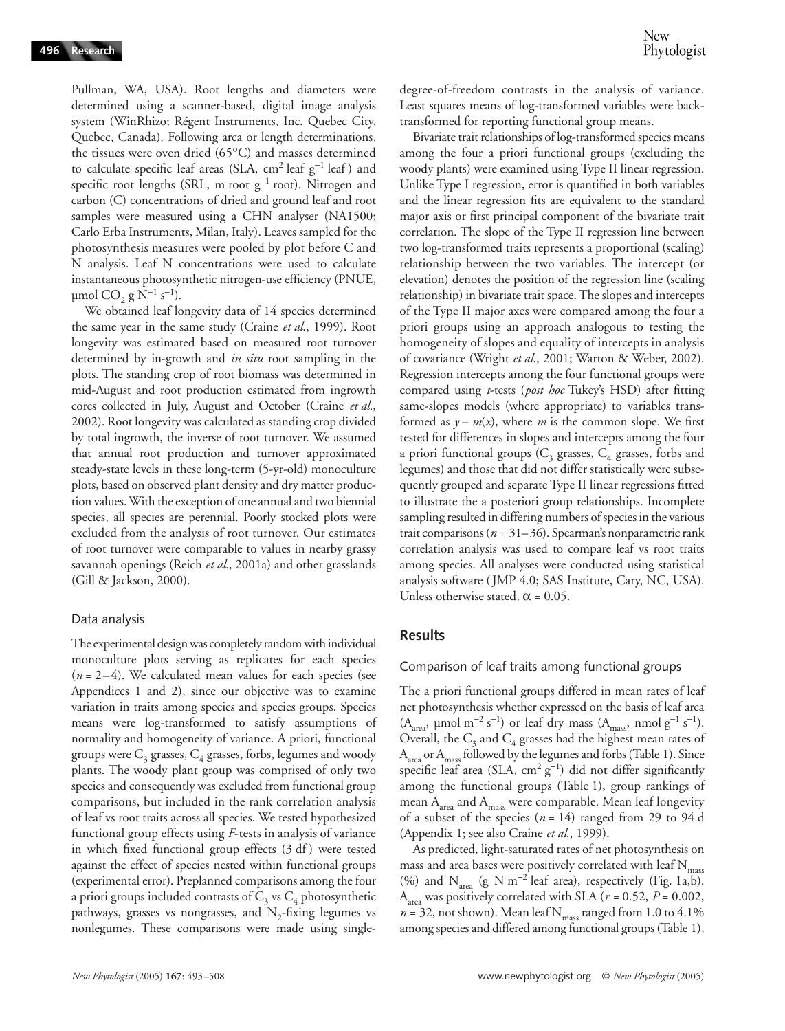Pullman, WA, USA). Root lengths and diameters were determined using a scanner-based, digital image analysis system (WinRhizo; Régent Instruments, Inc. Quebec City, Quebec, Canada). Following area or length determinations, the tissues were oven dried (65°C) and masses determined to calculate specific leaf areas (SLA, $cm^2$ leaf $g^{-1}$ leaf) and specific root lengths (SRL, m root $g^{-1}$ root). Nitrogen and carbon (C) concentrations of dried and ground leaf and root samples were measured using a CHN analyser (NA1500; Carlo Erba Instruments, Milan, Italy). Leaves sampled for the photosynthesis measures were pooled by plot before C and N analysis. Leaf N concentrations were used to calculate instantaneous photosynthetic nitrogen-use efficiency (PNUE, μmol $CO_2$ g $N^{-1}$ $s^{-1}$).

We obtained leaf longevity data of 14 species determined the same year in the same study (Craine *et al.*, 1999). Root longevity was estimated based on measured root turnover determined by in-growth and *in situ* root sampling in the plots. The standing crop of root biomass was determined in mid-August and root production estimated from ingrowth cores collected in July, August and October (Craine *et al.*, 2002). Root longevity was calculated as standing crop divided by total ingrowth, the inverse of root turnover. We assumed that annual root production and turnover approximated steady-state levels in these long-term (5-yr-old) monoculture plots, based on observed plant density and dry matter production values. With the exception of one annual and two biennial species, all species are perennial. Poorly stocked plots were excluded from the analysis of root turnover. Our estimates of root turnover were comparable to values in nearby grassy savannah openings (Reich *et al.*, 2001a) and other grasslands (Gill & Jackson, 2000).

### Data analysis

The experimental design was completely random with individual monoculture plots serving as replicates for each species ($n$ = 2–4). We calculated mean values for each species (see Appendices 1 and 2), since our objective was to examine variation in traits among species and species groups. Species means were log-transformed to satisfy assumptions of normality and homogeneity of variance. A priori, functional groups were $C_3$ grasses, $C_4$ grasses, forbs, legumes and woody plants. The woody plant group was comprised of only two species and consequently was excluded from functional group comparisons, but included in the rank correlation analysis of leaf vs root traits across all species. We tested hypothesized functional group effects using $F$-tests in analysis of variance in which fixed functional group effects (3 df) were tested against the effect of species nested within functional groups (experimental error). Preplanned comparisons among the four a priori groups included contrasts of $C_3$ vs $C_4$ photosynthetic pathways, grasses vs nongrasses, and $N_2$-fixing legumes vs nonlegumes. These comparisons were made using single-degree-of-freedom contrasts in the analysis of variance. Least squares means of log-transformed variables were back-transformed for reporting functional group means.

Bivariate trait relationships of log-transformed species means among the four a priori functional groups (excluding the woody plants) were examined using Type II linear regression. Unlike Type I regression, error is quantified in both variables and the linear regression fits are equivalent to the standard major axis or first principal component of the bivariate trait correlation. The slope of the Type II regression line between two log-transformed traits represents a proportional (scaling) relationship between the two variables. The intercept (or elevation) denotes the position of the regression line (scaling relationship) in bivariate trait space. The slopes and intercepts of the Type II major axes were compared among the four a priori groups using an approach analogous to testing the homogeneity of slopes and equality of intercepts in analysis of covariance (Wright *et al.*, 2001; Warton & Weber, 2002). Regression intercepts among the four functional groups were compared using $t$-tests (*post hoc* Tukey's HSD) after fitting same-slopes models (where appropriate) to variables transformed as $y - m(x)$, where $m$ is the common slope. We first tested for differences in slopes and intercepts among the four a priori functional groups ($C_3$ grasses, $C_4$ grasses, forbs and legumes) and those that did not differ statistically were subsequently grouped and separate Type II linear regressions fitted to illustrate the a posteriori group relationships. Incomplete sampling resulted in differing numbers of species in the various trait comparisons ($n$ = 31–36). Spearman's nonparametric rank correlation analysis was used to compare leaf vs root traits among species. All analyses were conducted using statistical analysis software (JMP 4.0; SAS Institute, Cary, NC, USA). Unless otherwise stated, $\alpha = 0.05$.

## Results

### Comparison of leaf traits among functional groups

The a priori functional groups differed in mean rates of leaf net photosynthesis whether expressed on the basis of leaf area ($A_{area}$, μmol $m^{-2}$ $s^{-1}$) or leaf dry mass ($A_{mass}$, nmol $g^{-1}$ $s^{-1}$). Overall, the $C_3$ and $C_4$ grasses had the highest mean rates of $A_{area}$ or $A_{mass}$ followed by the legumes and forbs (Table 1). Since specific leaf area (SLA, $cm^2$ $g^{-1}$) did not differ significantly among the functional groups (Table 1), group rankings of mean $A_{area}$ and $A_{mass}$ were comparable. Mean leaf longevity of a subset of the species ($n$ = 14) ranged from 29 to 94 d (Appendix 1; see also Craine *et al.*, 1999).

As predicted, light-saturated rates of net photosynthesis on mass and area bases were positively correlated with leaf $N_{mass}$ (%) and $N_{area}$ (g N $m^{-2}$ leaf area), respectively (Fig. 1a,b). $A_{area}$ was positively correlated with SLA ($r$ = 0.52, $P$ = 0.002, $n$ = 32, not shown). Mean leaf $N_{mass}$ ranged from 1.0 to 4.1% among species and differed among functional groups (Table 1),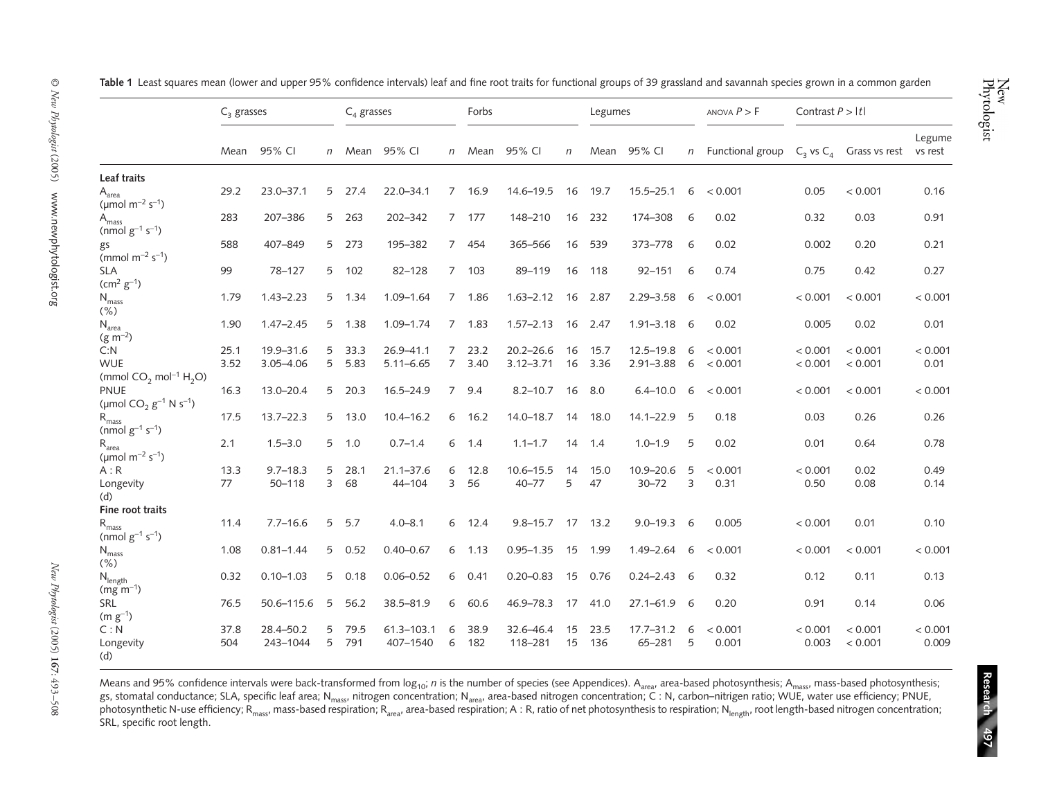**Table 1** Least squares mean (lower and upper 95% confidence intervals) leaf and fine root traits for functional groups of 39 grassland and savannah species grown in a common garden

| | $C_3$ grasses | | | $C_4$ grasses | | | Forbs | | | Legumes | | | ANOVA $P > F$ | Contrast $P > \|t\|$ | | |
|---|---|---|---|---|---|---|---|---|---|---|---|---|---|---|---|---|
| | Mean | 95% CI | $n$ | Mean | 95% CI | $n$ | Mean | 95% CI | $n$ | Mean | 95% CI | $n$ | Functional group | $C_3$ vs $C_4$ | Grass vs rest | Legume vs rest |
| **Leaf traits** | | | | | | | | | | | | | | | | |
| $A_{area}$ ($\mu$mol m$^{-2}$ s$^{-1}$) | 29.2 | 23.0–37.1 | 5 | 27.4 | 22.0–34.1 | 7 | 16.9 | 14.6–19.5 | 16 | 19.7 | 15.5–25.1 | 6 | < 0.001 | 0.05 | < 0.001 | 0.16 |
| $A_{mass}$ (nmol g$^{-1}$ s$^{-1}$) | 283 | 207–386 | 5 | 263 | 202–342 | 7 | 177 | 148–210 | 16 | 232 | 174–308 | 6 | 0.02 | 0.32 | 0.03 | 0.91 |
| gs (mmol m$^{-2}$ s$^{-1}$) | 588 | 407–849 | 5 | 273 | 195–382 | 7 | 454 | 365–566 | 16 | 539 | 373–778 | 6 | 0.02 | 0.002 | 0.20 | 0.21 |
| SLA (cm$^2$ g$^{-1}$) | 99 | 78–127 | 5 | 102 | 82–128 | 7 | 103 | 89–119 | 16 | 118 | 92–151 | 6 | 0.74 | 0.75 | 0.42 | 0.27 |
| $N_{mass}$ (%) | 1.79 | 1.43–2.23 | 5 | 1.34 | 1.09–1.64 | 7 | 1.86 | 1.63–2.12 | 16 | 2.87 | 2.29–3.58 | 6 | < 0.001 | < 0.001 | < 0.001 | < 0.001 |
| $N_{area}$ (g m$^{-2}$) | 1.90 | 1.47–2.45 | 5 | 1.38 | 1.09–1.74 | 7 | 1.83 | 1.57–2.13 | 16 | 2.47 | 1.91–3.18 | 6 | 0.02 | 0.005 | 0.02 | 0.01 |
| C:N | 25.1 | 19.9–31.6 | 5 | 33.3 | 26.9–41.1 | 7 | 23.2 | 20.2–26.6 | 16 | 15.7 | 12.5–19.8 | 6 | < 0.001 | < 0.001 | < 0.001 | < 0.001 |
| WUE (mmol $CO_2$ mol$^{-1}$ $H_2O$) | 3.52 | 3.05–4.06 | 5 | 5.83 | 5.11–6.65 | 7 | 3.40 | 3.12–3.71 | 16 | 3.36 | 2.91–3.88 | 6 | < 0.001 | < 0.001 | < 0.001 | 0.01 |
| PNUE ($\mu$mol $CO_2$ g$^{-1}$ N s$^{-1}$) | 16.3 | 13.0–20.4 | 5 | 20.3 | 16.5–24.9 | 7 | 9.4 | 8.2–10.7 | 16 | 8.0 | 6.4–10.0 | 6 | < 0.001 | < 0.001 | < 0.001 | < 0.001 |
| $R_{mass}$ (nmol g$^{-1}$ s$^{-1}$) | 17.5 | 13.7–22.3 | 5 | 13.0 | 10.4–16.2 | 6 | 16.2 | 14.0–18.7 | 14 | 18.0 | 14.1–22.9 | 5 | 0.18 | 0.03 | 0.26 | 0.26 |
| $R_{area}$ ($\mu$mol m$^{-2}$ s$^{-1}$) | 2.1 | 1.5–3.0 | 5 | 1.0 | 0.7–1.4 | 6 | 1.4 | 1.1–1.7 | 14 | 1.4 | 1.0–1.9 | 5 | 0.02 | 0.01 | 0.64 | 0.78 |
| A : R | 13.3 | 9.7–18.3 | 5 | 28.1 | 21.1–37.6 | 6 | 12.8 | 10.6–15.5 | 14 | 15.0 | 10.9–20.6 | 5 | < 0.001 | < 0.001 | 0.02 | 0.49 |
| Longevity (d) | 77 | 50–118 | 3 | 68 | 44–104 | 3 | 56 | 40–77 | 5 | 47 | 30–72 | 3 | 0.31 | 0.50 | 0.08 | 0.14 |
| **Fine root traits** | | | | | | | | | | | | | | | | |
| $R_{mass}$ (nmol g$^{-1}$ s$^{-1}$) | 11.4 | 7.7–16.6 | 5 | 5.7 | 4.0–8.1 | 6 | 12.4 | 9.8–15.7 | 17 | 13.2 | 9.0–19.3 | 6 | 0.005 | < 0.001 | 0.01 | 0.10 |
| $N_{mass}$ (%) | 1.08 | 0.81–1.44 | 5 | 0.52 | 0.40–0.67 | 6 | 1.13 | 0.95–1.35 | 15 | 1.99 | 1.49–2.64 | 6 | < 0.001 | < 0.001 | < 0.001 | < 0.001 |
| $N_{length}$ (mg m$^{-1}$) | 0.32 | 0.10–1.03 | 5 | 0.18 | 0.06–0.52 | 6 | 0.41 | 0.20–0.83 | 15 | 0.76 | 0.24–2.43 | 6 | 0.32 | 0.12 | 0.11 | 0.13 |
| SRL (m g$^{-1}$) | 76.5 | 50.6–115.6 | 5 | 56.2 | 38.5–81.9 | 6 | 60.6 | 46.9–78.3 | 17 | 41.0 | 27.1–61.9 | 6 | 0.20 | 0.91 | 0.14 | 0.06 |
| C : N | 37.8 | 28.4–50.2 | 5 | 79.5 | 61.3–103.1 | 6 | 38.9 | 32.6–46.4 | 15 | 23.5 | 17.7–31.2 | 6 | < 0.001 | < 0.001 | < 0.001 | < 0.001 |
| Longevity (d) | 504 | 243–1044 | 5 | 791 | 407–1540 | 6 | 182 | 118–281 | 15 | 136 | 65–281 | 5 | 0.001 | 0.003 | < 0.001 | 0.009 |

Means and 95% confidence intervals were back-transformed from $\log_{10}$; $n$ is the number of species (see Appendices). $A_{area}$, area-based photosynthesis; $A_{mass}$, mass-based photosynthesis; gs, stomatal conductance; SLA, specific leaf area; $N_{mass}$, nitrogen concentration; $N_{area}$, area-based nitrogen concentration; C : N, carbon–nitrigen ratio; WUE, water use efficiency; PNUE, photosynthetic N-use efficiency; $R_{mass}$, mass-based respiration; $R_{area}$, area-based respiration; A : R, ratio of net photosynthesis to respiration; $N_{length}$, root length-based nitrogen concentration; SRL, specific root length.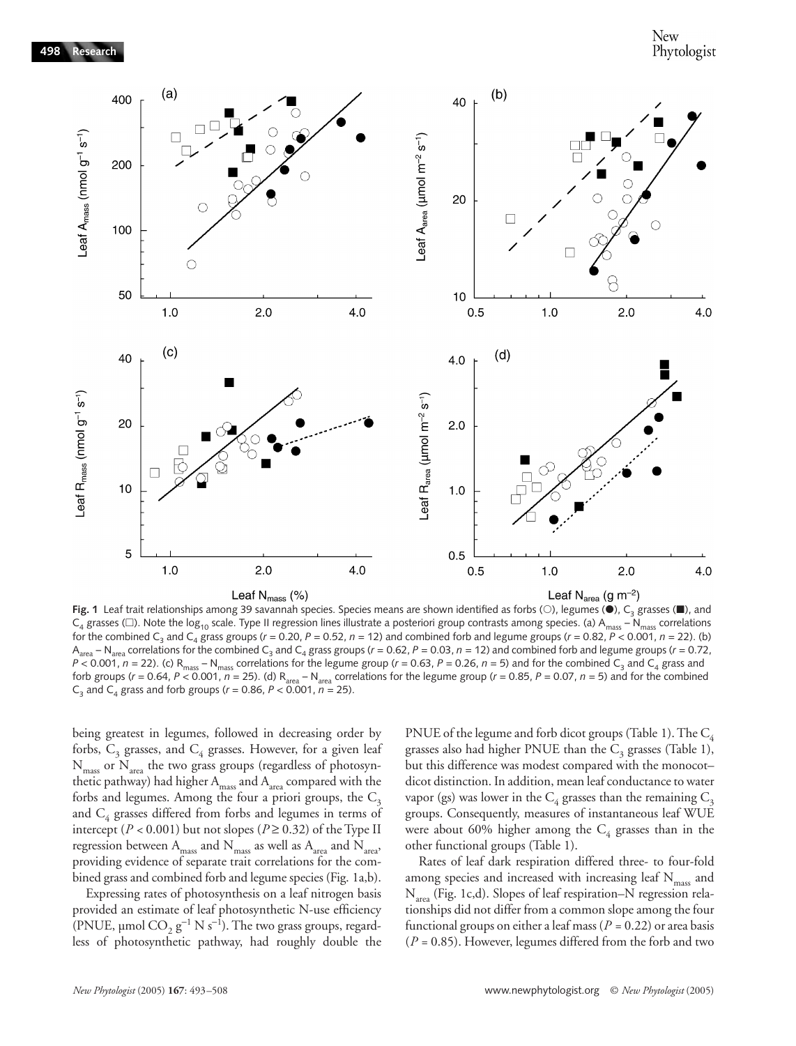**Fig. 1** Leaf trait relationships among 39 savannah species. Species means are shown identified as forbs (○), legumes (●), $C_3$ grasses (■), and $C_4$ grasses (□). Note the $\log_{10}$ scale. Type II regression lines illustrate a posteriori group contrasts among species. (a) $A_{mass}$ – $N_{mass}$ correlations for the combined $C_3$ and $C_4$ grass groups ($r = 0.20$, $P = 0.52$, $n = 12$) and combined forb and legume groups ($r = 0.82$, $P < 0.001$, $n = 22$). (b) $A_{area}$ – $N_{area}$ correlations for the combined $C_3$ and $C_4$ grass groups ($r = 0.62$, $P = 0.03$, $n = 12$) and combined forb and legume groups ($r = 0.72$, $P < 0.001$, $n = 22$). (c) $R_{mass}$ – $N_{mass}$ correlations for the legume group ($r = 0.63$, $P = 0.26$, $n = 5$) and for the combined $C_3$ and $C_4$ grass and forb groups ($r = 0.64$, $P < 0.001$, $n = 25$). (d) $R_{area}$ – $N_{area}$ correlations for the legume group ($r = 0.85$, $P = 0.07$, $n = 5$) and for the combined $C_3$ and $C_4$ grass and forb groups ($r = 0.86$, $P < 0.001$, $n = 25$).

being greatest in legumes, followed in decreasing order by forbs, $C_3$ grasses, and $C_4$ grasses. However, for a given leaf $N_{mass}$ or $N_{area}$ the two grass groups (regardless of photosynthetic pathway) had higher $A_{mass}$ and $A_{area}$ compared with the forbs and legumes. Among the four a priori groups, the $C_3$ and $C_4$ grasses differed from forbs and legumes in terms of intercept ($P < 0.001$) but not slopes ($P \geq 0.32$) of the Type II regression between $A_{mass}$ and $N_{mass}$ as well as $A_{area}$ and $N_{area}$, providing evidence of separate trait correlations for the combined grass and combined forb and legume species (Fig. 1a,b).

Expressing rates of photosynthesis on a leaf nitrogen basis provided an estimate of leaf photosynthetic N-use efficiency (PNUE, µmol $CO_2$ $g^{-1}$ N $s^{-1}$). The two grass groups, regardless of photosynthetic pathway, had roughly double the PNUE of the legume and forb dicot groups (Table 1). The $C_4$ grasses also had higher PNUE than the $C_3$ grasses (Table 1), but this difference was modest compared with the monocot–dicot distinction. In addition, mean leaf conductance to water vapor (gs) was lower in the $C_4$ grasses than the remaining $C_3$ groups. Consequently, measures of instantaneous leaf WUE were about 60% higher among the $C_4$ grasses than in the other functional groups (Table 1).

Rates of leaf dark respiration differed three- to four-fold among species and increased with increasing leaf $N_{mass}$ and $N_{area}$ (Fig. 1c,d). Slopes of leaf respiration–N regression relationships did not differ from a common slope among the four functional groups on either a leaf mass ($P = 0.22$) or area basis ($P = 0.85$). However, legumes differed from the forb and two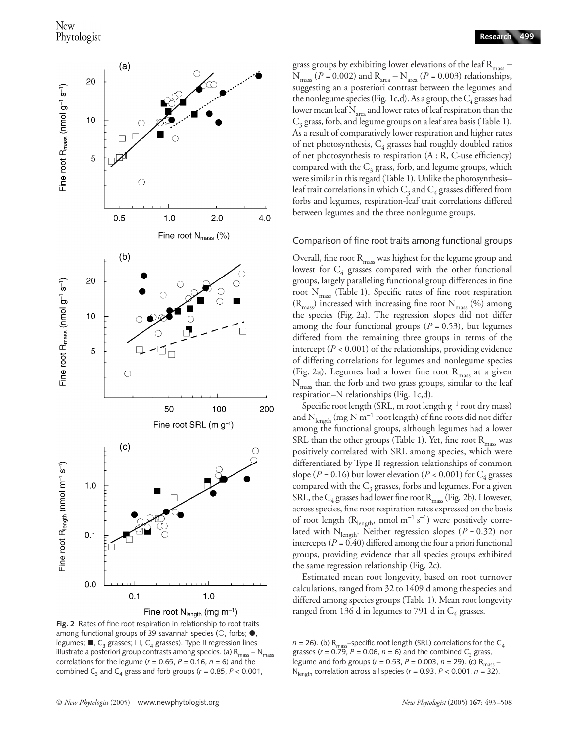grass groups by exhibiting lower elevations of the leaf $R_{mass}$ – $N_{mass}$ ($P = 0.002$) and $R_{area}$ – $N_{area}$ ($P = 0.003$) relationships, suggesting an a posteriori contrast between the legumes and the nonlegume species (Fig. 1c,d). As a group, the $C_4$ grasses had lower mean leaf $N_{area}$ and lower rates of leaf respiration than the $C_3$ grass, forb, and legume groups on a leaf area basis (Table 1). As a result of comparatively lower respiration and higher rates of net photosynthesis, $C_4$ grasses had roughly doubled ratios of net photosynthesis to respiration (A : R, C-use efficiency) compared with the $C_3$ grass, forb, and legume groups, which were similar in this regard (Table 1). Unlike the photosynthesis–leaf trait correlations in which $C_3$ and $C_4$ grasses differed from forbs and legumes, respiration-leaf trait correlations differed between legumes and the three nonlegume groups.

### Comparison of fine root traits among functional groups

Overall, fine root $R_{mass}$ was highest for the legume group and lowest for $C_4$ grasses compared with the other functional groups, largely paralleling functional group differences in fine root $N_{mass}$ (Table 1). Specific rates of fine root respiration ($R_{mass}$) increased with increasing fine root $N_{mass}$ (%) among the species (Fig. 2a). The regression slopes did not differ among the four functional groups ($P = 0.53$), but legumes differed from the remaining three groups in terms of the intercept ($P < 0.001$) of the relationships, providing evidence of differing correlations for legumes and nonlegume species (Fig. 2a). Legumes had a lower fine root $R_{mass}$ at a given $N_{mass}$ than the forb and two grass groups, similar to the leaf respiration–N relationships (Fig. 1c,d).

Specific root length (SRL, m root length $g^{-1}$ root dry mass) and $N_{length}$ (mg N $m^{-1}$ root length) of fine roots did not differ among the functional groups, although legumes had a lower SRL than the other groups (Table 1). Yet, fine root $R_{mass}$ was positively correlated with SRL among species, which were differentiated by Type II regression relationships of common slope ($P = 0.16$) but lower elevation ($P < 0.001$) for $C_4$ grasses compared with the $C_3$ grasses, forbs and legumes. For a given SRL, the $C_4$ grasses had lower fine root $R_{mass}$ (Fig. 2b). However, across species, fine root respiration rates expressed on the basis of root length ($R_{length}$, nmol $m^{-1}$ $s^{-1}$) were positively correlated with $N_{length}$. Neither regression slopes ($P = 0.32$) nor intercepts ($P = 0.40$) differed among the four a priori functional groups, providing evidence that all species groups exhibited the same regression relationship (Fig. 2c).

Estimated mean root longevity, based on root turnover calculations, ranged from 32 to 1409 d among the species and differed among species groups (Table 1). Mean root longevity ranged from 136 d in legumes to 791 d in $C_4$ grasses.

**Fig. 2** Rates of fine root respiration in relationship to root traits among functional groups of 39 savannah species (○, forbs; ●, legumes; ■, $C_3$ grasses; □, $C_4$ grasses). Type II regression lines illustrate a posteriori group contrasts among species. (a) $R_{mass}$ – $N_{mass}$ correlations for the legume ($r = 0.65$, $P = 0.16$, $n = 6$) and the combined $C_3$ and $C_4$ grass and forb groups ($r = 0.85$, $P < 0.001$, $n = 26$). (b) $R_{mass}$–specific root length (SRL) correlations for the $C_4$ grasses ($r = 0.79$, $P = 0.06$, $n = 6$) and the combined $C_3$ grass, legume and forb groups ($r = 0.53$, $P = 0.003$, $n = 29$). (c) $R_{mass}$ – $N_{length}$ correlation across all species ($r = 0.93$, $P < 0.001$, $n = 32$).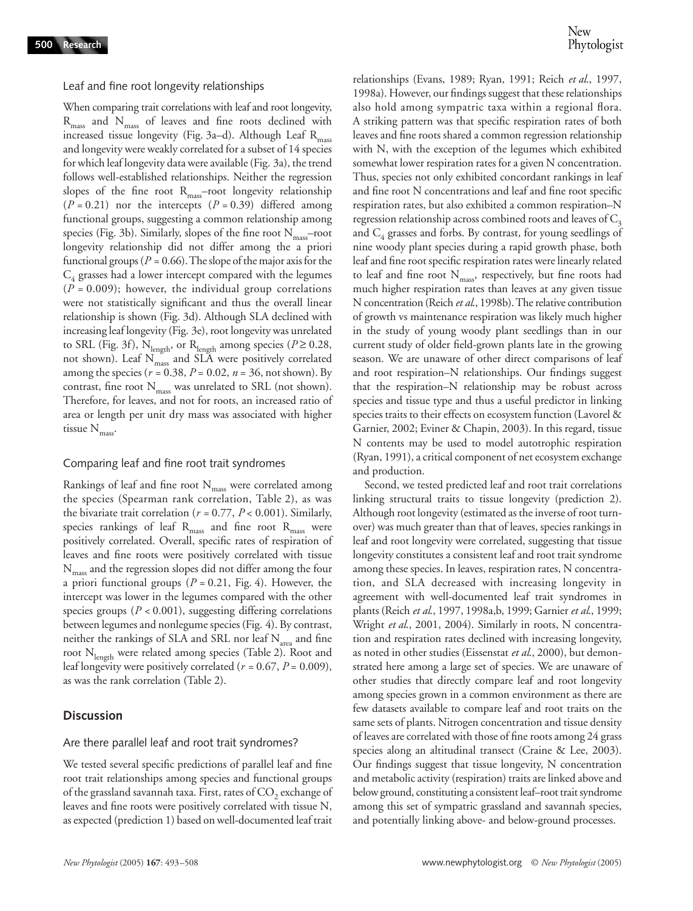### Leaf and fine root longevity relationships

When comparing trait correlations with leaf and root longevity, $R_{mass}$ and $N_{mass}$ of leaves and fine roots declined with increased tissue longevity (Fig. 3a–d). Although Leaf $R_{mass}$ and longevity were weakly correlated for a subset of 14 species for which leaf longevity data were available (Fig. 3a), the trend follows well-established relationships. Neither the regression slopes of the fine root $R_{mass}$–root longevity relationship ($P = 0.21$) nor the intercepts ($P = 0.39$) differed among functional groups, suggesting a common relationship among species (Fig. 3b). Similarly, slopes of the fine root $N_{mass}$–root longevity relationship did not differ among the a priori functional groups ($P = 0.66$). The slope of the major axis for the $C_4$ grasses had a lower intercept compared with the legumes ($P = 0.009$); however, the individual group correlations were not statistically significant and thus the overall linear relationship is shown (Fig. 3d). Although SLA declined with increasing leaf longevity (Fig. 3e), root longevity was unrelated to SRL (Fig. 3f), $N_{length}$, or $R_{length}$ among species ($P \geq 0.28$, not shown). Leaf $N_{mass}$ and SLA were positively correlated among the species ($r = 0.38$, $P = 0.02$, $n = 36$, not shown). By contrast, fine root $N_{mass}$ was unrelated to SRL (not shown). Therefore, for leaves, and not for roots, an increased ratio of area or length per unit dry mass was associated with higher tissue $N_{mass}$.

### Comparing leaf and fine root trait syndromes

Rankings of leaf and fine root $N_{mass}$ were correlated among the species (Spearman rank correlation, Table 2), as was the bivariate trait correlation ($r = 0.77$, $P < 0.001$). Similarly, species rankings of leaf $R_{mass}$ and fine root $R_{mass}$ were positively correlated. Overall, specific rates of respiration of leaves and fine roots were positively correlated with tissue $N_{mass}$ and the regression slopes did not differ among the four a priori functional groups ($P = 0.21$, Fig. 4). However, the intercept was lower in the legumes compared with the other species groups ($P < 0.001$), suggesting differing correlations between legumes and nonlegume species (Fig. 4). By contrast, neither the rankings of SLA and SRL nor leaf $N_{area}$ and fine root $N_{length}$ were related among species (Table 2). Root and leaf longevity were positively correlated ($r = 0.67$, $P = 0.009$), as was the rank correlation (Table 2).

## Discussion

### Are there parallel leaf and root trait syndromes?

We tested several specific predictions of parallel leaf and fine root trait relationships among species and functional groups of the grassland savannah taxa. First, rates of $CO_2$ exchange of leaves and fine roots were positively correlated with tissue N, as expected (prediction 1) based on well-documented leaf trait relationships (Evans, 1989; Ryan, 1991; Reich *et al.*, 1997, 1998a). However, our findings suggest that these relationships also hold among sympatric taxa within a regional flora. A striking pattern was that specific respiration rates of both leaves and fine roots shared a common regression relationship with N, with the exception of the legumes which exhibited somewhat lower respiration rates for a given N concentration. Thus, species not only exhibited concordant rankings in leaf and fine root N concentrations and leaf and fine root specific respiration rates, but also exhibited a common respiration–N regression relationship across combined roots and leaves of $C_3$ and $C_4$ grasses and forbs. By contrast, for young seedlings of nine woody plant species during a rapid growth phase, both leaf and fine root specific respiration rates were linearly related to leaf and fine root $N_{mass}$, respectively, but fine roots had much higher respiration rates than leaves at any given tissue N concentration (Reich *et al.*, 1998b). The relative contribution of growth vs maintenance respiration was likely much higher in the study of young woody plant seedlings than in our current study of older field-grown plants late in the growing season. We are unaware of other direct comparisons of leaf and root respiration–N relationships. Our findings suggest that the respiration–N relationship may be robust across species and tissue type and thus a useful predictor in linking species traits to their effects on ecosystem function (Lavorel & Garnier, 2002; Eviner & Chapin, 2003). In this regard, tissue N contents may be used to model autotrophic respiration (Ryan, 1991), a critical component of net ecosystem exchange and production.

Second, we tested predicted leaf and root trait correlations linking structural traits to tissue longevity (prediction 2). Although root longevity (estimated as the inverse of root turnover) was much greater than that of leaves, species rankings in leaf and root longevity were correlated, suggesting that tissue longevity constitutes a consistent leaf and root trait syndrome among these species. In leaves, respiration rates, N concentration, and SLA decreased with increasing longevity in agreement with well-documented leaf trait syndromes in plants (Reich *et al.*, 1997, 1998a,b, 1999; Garnier *et al.*, 1999; Wright *et al.*, 2001, 2004). Similarly in roots, N concentration and respiration rates declined with increasing longevity, as noted in other studies (Eissenstat *et al.*, 2000), but demonstrated here among a large set of species. We are unaware of other studies that directly compare leaf and root longevity among species grown in a common environment as there are few datasets available to compare leaf and root traits on the same sets of plants. Nitrogen concentration and tissue density of leaves are correlated with those of fine roots among 24 grass species along an altitudinal transect (Craine & Lee, 2003). Our findings suggest that tissue longevity, N concentration and metabolic activity (respiration) traits are linked above and below ground, constituting a consistent leaf–root trait syndrome among this set of sympatric grassland and savannah species, and potentially linking above- and below-ground processes.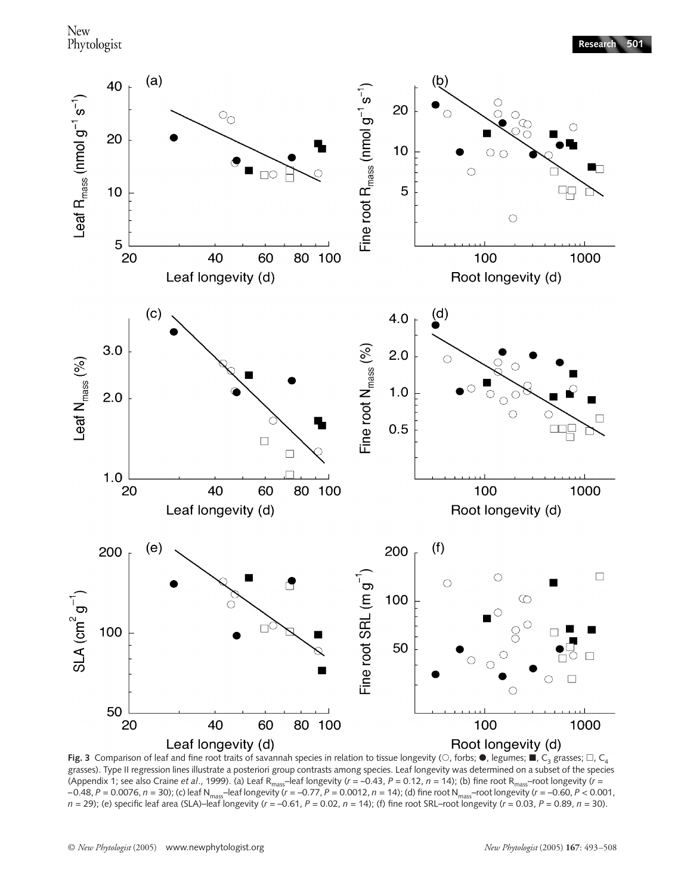**Fig. 3** Comparison of leaf and fine root traits of savannah species in relation to tissue longevity (○, forbs; ●, legumes; ■, $C_3$ grasses; □, $C_4$ grasses). Type II regression lines illustrate a posteriori group contrasts among species. Leaf longevity was determined on a subset of the species (Appendix 1; see also Craine *et al*., 1999). (a) Leaf $R_{mass}$–leaf longevity ($r = -0.43$, $P = 0.12$, $n = 14$); (b) fine root $R_{mass}$–root longevity ($r = -0.48$, $P = 0.0076$, $n = 30$); (c) leaf $N_{mass}$–leaf longevity ($r = -0.77$, $P = 0.0012$, $n = 14$); (d) fine root $N_{mass}$–root longevity ($r = -0.60$, $P < 0.001$, $n = 29$); (e) specific leaf area (SLA)–leaf longevity ($r = -0.61$, $P = 0.02$, $n = 14$); (f) fine root SRL–root longevity ($r = 0.03$, $P = 0.89$, $n = 30$).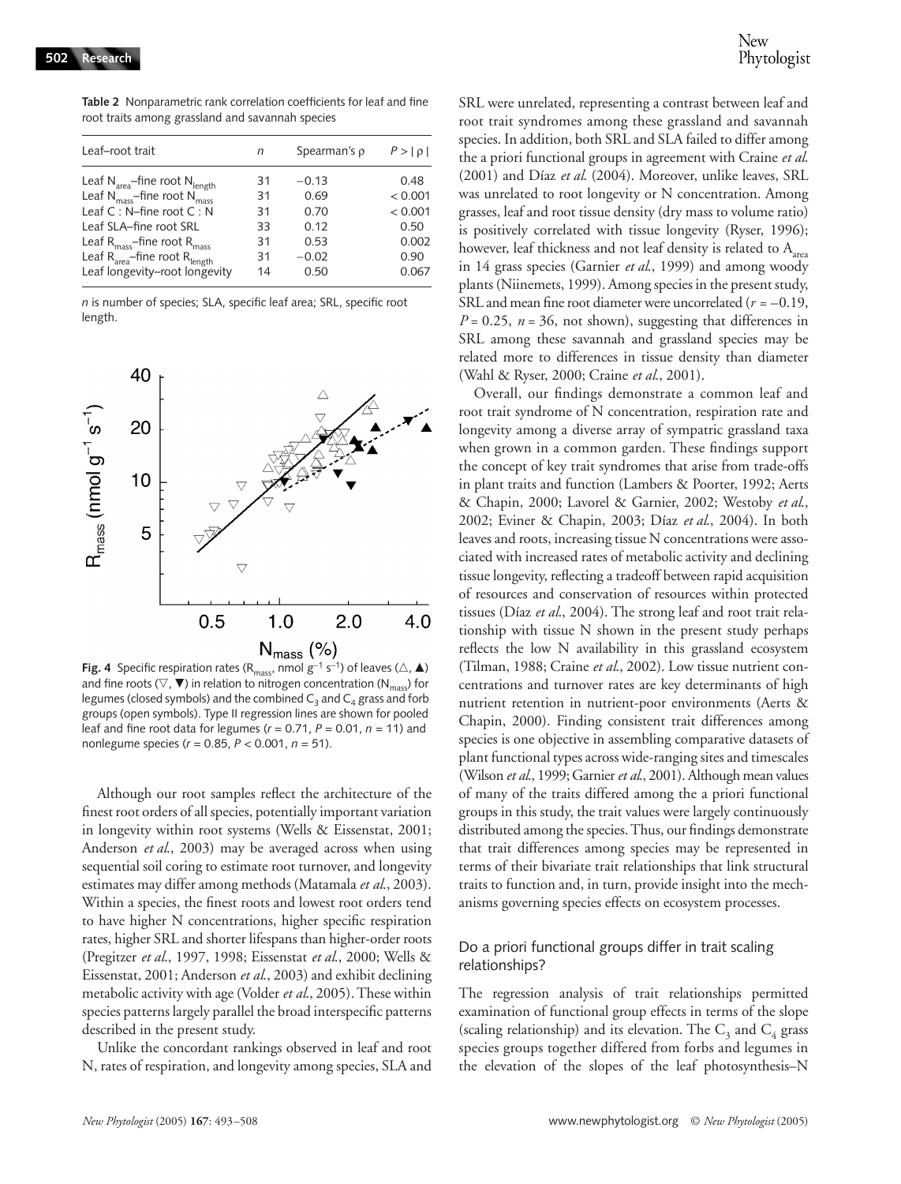**Table 2** Nonparametric rank correlation coefficients for leaf and fine root traits among grassland and savannah species

| Leaf–root trait | n | Spearman's ρ | P > \|ρ\| |
|---|---|---|---|
| Leaf $N_{area}$–fine root $N_{length}$ | 31 | −0.13 | 0.48 |
| Leaf $N_{mass}$–fine root $N_{mass}$ | 31 | 0.69 | < 0.001 |
| Leaf C : N–fine root C : N | 31 | 0.70 | < 0.001 |
| Leaf SLA–fine root SRL | 33 | 0.12 | 0.50 |
| Leaf $R_{mass}$–fine root $R_{mass}$ | 31 | 0.53 | 0.002 |
| Leaf $R_{area}$–fine root $R_{length}$ | 31 | −0.02 | 0.90 |
| Leaf longevity–root longevity | 14 | 0.50 | 0.067 |

*n* is number of species; SLA, specific leaf area; SRL, specific root length.

**Fig. 4** Specific respiration rates ($R_{mass}$, nmol $g^{-1}$ $s^{-1}$) of leaves (△, ▲) and fine roots (▽, ▼) in relation to nitrogen concentration ($N_{mass}$) for legumes (closed symbols) and the combined $C_3$ and $C_4$ grass and forb groups (open symbols). Type II regression lines are shown for pooled leaf and fine root data for legumes ($r = 0.71$, $P = 0.01$, $n = 11$) and nonlegume species ($r = 0.85$, $P < 0.001$, $n = 51$).

Although our root samples reflect the architecture of the finest root orders of all species, potentially important variation in longevity within root systems (Wells & Eissenstat, 2001; Anderson *et al.*, 2003) may be averaged across when using sequential soil coring to estimate root turnover, and longevity estimates may differ among methods (Matamala *et al.*, 2003). Within a species, the finest roots and lowest root orders tend to have higher N concentrations, higher specific respiration rates, higher SRL and shorter lifespans than higher-order roots (Pregitzer *et al.*, 1997, 1998; Eissenstat *et al.*, 2000; Wells & Eissenstat, 2001; Anderson *et al.*, 2003) and exhibit declining metabolic activity with age (Volder *et al.*, 2005). These within species patterns largely parallel the broad interspecific patterns described in the present study.

Unlike the concordant rankings observed in leaf and root N, rates of respiration, and longevity among species, SLA and SRL were unrelated, representing a contrast between leaf and root trait syndromes among these grassland and savannah species. In addition, both SRL and SLA failed to differ among the a priori functional groups in agreement with Craine *et al.* (2001) and Díaz *et al.* (2004). Moreover, unlike leaves, SRL was unrelated to root longevity or N concentration. Among grasses, leaf and root tissue density (dry mass to volume ratio) is positively correlated with tissue longevity (Ryser, 1996); however, leaf thickness and not leaf density is related to $A_{area}$ in 14 grass species (Garnier *et al.*, 1999) and among woody plants (Niinemets, 1999). Among species in the present study, SRL and mean fine root diameter were uncorrelated ($r = -0.19$, $P = 0.25$, $n = 36$, not shown), suggesting that differences in SRL among these savannah and grassland species may be related more to differences in tissue density than diameter (Wahl & Ryser, 2000; Craine *et al.*, 2001).

Overall, our findings demonstrate a common leaf and root trait syndrome of N concentration, respiration rate and longevity among a diverse array of sympatric grassland taxa when grown in a common garden. These findings support the concept of key trait syndromes that arise from trade-offs in plant traits and function (Lambers & Poorter, 1992; Aerts & Chapin, 2000; Lavorel & Garnier, 2002; Westoby *et al.*, 2002; Eviner & Chapin, 2003; Díaz *et al.*, 2004). In both leaves and roots, increasing tissue N concentrations were associated with increased rates of metabolic activity and declining tissue longevity, reflecting a tradeoff between rapid acquisition of resources and conservation of resources within protected tissues (Díaz *et al.*, 2004). The strong leaf and root trait relationship with tissue N shown in the present study perhaps reflects the low N availability in this grassland ecosystem (Tilman, 1988; Craine *et al.*, 2002). Low tissue nutrient concentrations and turnover rates are key determinants of high nutrient retention in nutrient-poor environments (Aerts & Chapin, 2000). Finding consistent trait differences among species is one objective in assembling comparative datasets of plant functional types across wide-ranging sites and timescales (Wilson *et al.*, 1999; Garnier *et al.*, 2001). Although mean values of many of the traits differed among the a priori functional groups in this study, the trait values were largely continuously distributed among the species. Thus, our findings demonstrate that trait differences among species may be represented in terms of their bivariate trait relationships that link structural traits to function and, in turn, provide insight into the mechanisms governing species effects on ecosystem processes.

### Do a priori functional groups differ in trait scaling relationships?

The regression analysis of trait relationships permitted examination of functional group effects in terms of the slope (scaling relationship) and its elevation. The $C_3$ and $C_4$ grass species groups together differed from forbs and legumes in the elevation of the slopes of the leaf photosynthesis–N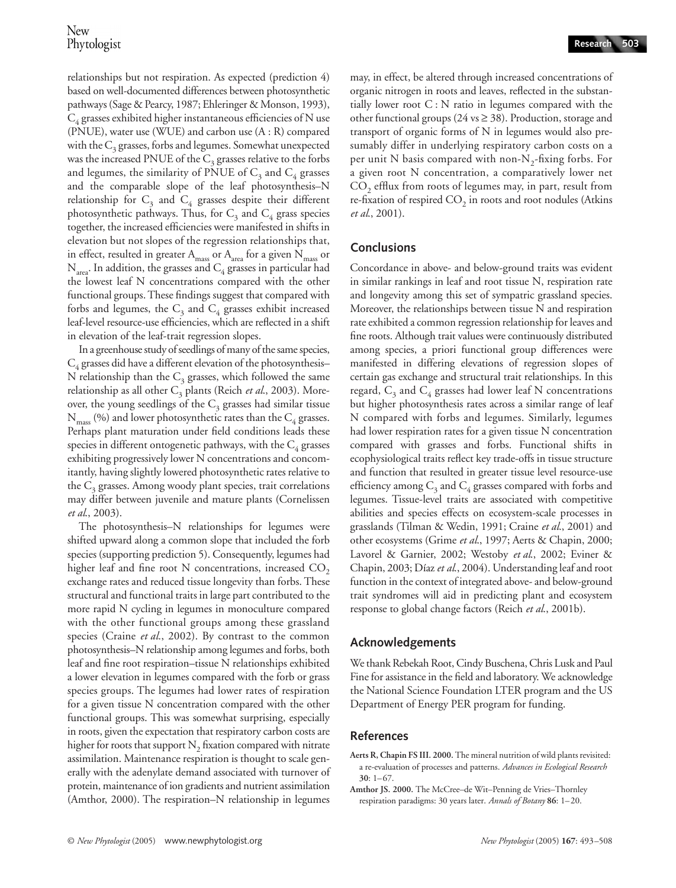relationships but not respiration. As expected (prediction 4) based on well-documented differences between photosynthetic pathways (Sage & Pearcy, 1987; Ehleringer & Monson, 1993), $C_4$ grasses exhibited higher instantaneous efficiencies of N use (PNUE), water use (WUE) and carbon use (A : R) compared with the $C_3$ grasses, forbs and legumes. Somewhat unexpected was the increased PNUE of the $C_3$ grasses relative to the forbs and legumes, the similarity of PNUE of $C_3$ and $C_4$ grasses and the comparable slope of the leaf photosynthesis–N relationship for $C_3$ and $C_4$ grasses despite their different photosynthetic pathways. Thus, for $C_3$ and $C_4$ grass species together, the increased efficiencies were manifested in shifts in elevation but not slopes of the regression relationships that, in effect, resulted in greater $A_{mass}$ or $A_{area}$ for a given $N_{mass}$ or $N_{area}$. In addition, the grasses and $C_4$ grasses in particular had the lowest leaf N concentrations compared with the other functional groups. These findings suggest that compared with forbs and legumes, the $C_3$ and $C_4$ grasses exhibit increased leaf-level resource-use efficiencies, which are reflected in a shift in elevation of the leaf-trait regression slopes.

In a greenhouse study of seedlings of many of the same species, $C_4$ grasses did have a different elevation of the photosynthesis–N relationship than the $C_3$ grasses, which followed the same relationship as all other $C_3$ plants (Reich *et al.*, 2003). Moreover, the young seedlings of the $C_3$ grasses had similar tissue $N_{mass}$ (%) and lower photosynthetic rates than the $C_4$ grasses. Perhaps plant maturation under field conditions leads these species in different ontogenetic pathways, with the $C_4$ grasses exhibiting progressively lower N concentrations and concomitantly, having slightly lowered photosynthetic rates relative to the $C_3$ grasses. Among woody plant species, trait correlations may differ between juvenile and mature plants (Cornelissen *et al.*, 2003).

The photosynthesis–N relationships for legumes were shifted upward along a common slope that included the forb species (supporting prediction 5). Consequently, legumes had higher leaf and fine root N concentrations, increased $CO_2$ exchange rates and reduced tissue longevity than forbs. These structural and functional traits in large part contributed to the more rapid N cycling in legumes in monoculture compared with the other functional groups among these grassland species (Craine *et al.*, 2002). By contrast to the common photosynthesis–N relationship among legumes and forbs, both leaf and fine root respiration–tissue N relationships exhibited a lower elevation in legumes compared with the forb or grass species groups. The legumes had lower rates of respiration for a given tissue N concentration compared with the other functional groups. This was somewhat surprising, especially in roots, given the expectation that respiratory carbon costs are higher for roots that support $N_2$ fixation compared with nitrate assimilation. Maintenance respiration is thought to scale generally with the adenylate demand associated with turnover of protein, maintenance of ion gradients and nutrient assimilation (Amthor, 2000). The respiration–N relationship in legumes may, in effect, be altered through increased concentrations of organic nitrogen in roots and leaves, reflected in the substantially lower root C : N ratio in legumes compared with the other functional groups (24 vs ≥ 38). Production, storage and transport of organic forms of N in legumes would also presumably differ in underlying respiratory carbon costs on a per unit N basis compared with non-$N_2$-fixing forbs. For a given root N concentration, a comparatively lower net $CO_2$ efflux from roots of legumes may, in part, result from re-fixation of respired $CO_2$ in roots and root nodules (Atkins *et al.*, 2001).

## Conclusions

Concordance in above- and below-ground traits was evident in similar rankings in leaf and root tissue N, respiration rate and longevity among this set of sympatric grassland species. Moreover, the relationships between tissue N and respiration rate exhibited a common regression relationship for leaves and fine roots. Although trait values were continuously distributed among species, a priori functional group differences were manifested in differing elevations of regression slopes of certain gas exchange and structural trait relationships. In this regard, $C_3$ and $C_4$ grasses had lower leaf N concentrations but higher photosynthesis rates across a similar range of leaf N compared with forbs and legumes. Similarly, legumes had lower respiration rates for a given tissue N concentration compared with grasses and forbs. Functional shifts in ecophysiological traits reflect key trade-offs in tissue structure and function that resulted in greater tissue level resource-use efficiency among $C_3$ and $C_4$ grasses compared with forbs and legumes. Tissue-level traits are associated with competitive abilities and species effects on ecosystem-scale processes in grasslands (Tilman & Wedin, 1991; Craine *et al.*, 2001) and other ecosystems (Grime *et al.*, 1997; Aerts & Chapin, 2000; Lavorel & Garnier, 2002; Westoby *et al.*, 2002; Eviner & Chapin, 2003; Díaz *et al.*, 2004). Understanding leaf and root function in the context of integrated above- and below-ground trait syndromes will aid in predicting plant and ecosystem response to global change factors (Reich *et al.*, 2001b).

## Acknowledgements

We thank Rebekah Root, Cindy Buschena, Chris Lusk and Paul Fine for assistance in the field and laboratory. We acknowledge the National Science Foundation LTER program and the US Department of Energy PER program for funding.

## References

**Aerts R, Chapin FS III. 2000.** The mineral nutrition of wild plants revisited: a re-evaluation of processes and patterns. *Advances in Ecological Research* **30**: 1–67.

**Amthor JS. 2000.** The McCree–de Wit–Penning de Vries–Thornley respiration paradigms: 30 years later. *Annals of Botany* **86**: 1–20.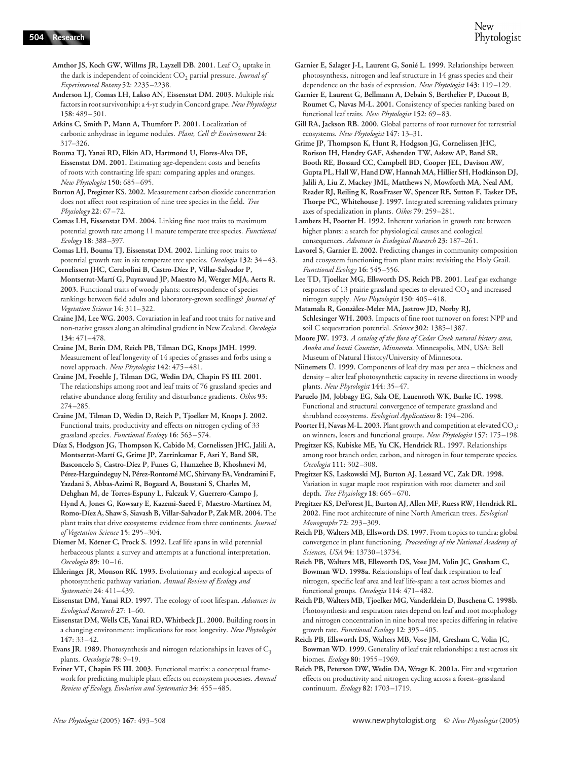**Amthor JS, Koch GW, Willms JR, Layzell DB. 2001.** Leaf $O_2$ uptake in the dark is independent of coincident $CO_2$ partial pressure. *Journal of Experimental Botany* **52**: 2235–2238.

**Anderson LJ, Comas LH, Lakso AN, Eissenstat DM. 2003.** Multiple risk factors in root survivorship: a 4-yr study in Concord grape. *New Phytologist* **158**: 489–501.

**Atkins C, Smith P, Mann A, Thumfort P. 2001.** Localization of carbonic anhydrase in legume nodules. *Plant, Cell & Environment* **24**: 317–326.

**Bouma TJ, Yanai RD, Elkin AD, Hartmond U, Flores-Alva DE, Eissenstat DM. 2001.** Estimating age-dependent costs and benefits of roots with contrasting life span: comparing apples and oranges. *New Phytologist* **150**: 685–695.

**Burton AJ, Pregitzer KS. 2002.** Measurement carbon dioxide concentration does not affect root respiration of nine tree species in the field. *Tree Physiology* **22**: 67–72.

**Comas LH, Eissenstat DM. 2004.** Linking fine root traits to maximum potential growth rate among 11 mature temperate tree species. *Functional Ecology* **18**: 388–397.

**Comas LH, Bouma TJ, Eissenstat DM. 2002.** Linking root traits to potential growth rate in six temperate tree species. *Oecologia* **132**: 34–43.

**Cornelissen JHC, Cerabolini B, Castro-Díez P, Villar-Salvador P, Montserrat-Martí G, Puyravaud JP, Maestro M, Werger MJA, Aerts R. 2003.** Functional traits of woody plants: correspondence of species rankings between field adults and laboratory-grown seedlings? *Journal of Vegetation Science* **14**: 311–322.

**Craine JM, Lee WG. 2003.** Covariation in leaf and root traits for native and non-native grasses along an altitudinal gradient in New Zealand. *Oecologia* **134**: 471–478.

**Craine JM, Berin DM, Reich PB, Tilman DG, Knops JMH. 1999.** Measurement of leaf longevity of 14 species of grasses and forbs using a novel approach. *New Phytologist* **142**: 475–481.

**Craine JM, Froehle J, Tilman DG, Wedin DA, Chapin FS III. 2001.** The relationships among root and leaf traits of 76 grassland species and relative abundance along fertility and disturbance gradients. *Oikos* **93**: 274–285.

**Craine JM, Tilman D, Wedin D, Reich P, Tjoelker M, Knops J. 2002.** Functional traits, productivity and effects on nitrogen cycling of 33 grassland species. *Functional Ecology* **16**: 563–574.

**Díaz S, Hodgson JG, Thompson K, Cabido M, Cornelissen JHC, Jalili A, Montserrat-Martí G, Grime JP, Zarrinkamar F, Asri Y, Band SR, Basconcelo S, Castro-Díez P, Funes G, Hamzehee B, Khoshnevi M, Pérez-Harguindeguy N, Pérez-Rontomé MC, Shirvany FA, Vendramini F, Yazdani S, Abbas-Azimi R, Bogaard A, Boustani S, Charles M, Dehghan M, de Torres-Espuny L, Falczuk V, Guerrero-Campo J, Hynd A, Jones G, Kowsary E, Kazemi-Saeed F, Maestro-Martínez M, Romo-Díez A, Shaw S, Siavash B, Villar-Salvador P, Zak MR. 2004.** The plant traits that drive ecosystems: evidence from three continents. *Journal of Vegetation Science* **15**: 295–304.

**Diemer M, Körner C, Prock S. 1992.** Leaf life spans in wild perennial herbaceous plants: a survey and attempts at a functional interpretation. *Oecologia* **89**: 10–16.

**Ehleringer JR, Monson RK. 1993.** Evolutionary and ecological aspects of photosynthetic pathway variation. *Annual Review of Ecology and Systematics* **24**: 411–439.

**Eissenstat DM, Yanai RD. 1997.** The ecology of root lifespan. *Advances in Ecological Research* **27**: 1–60.

**Eissenstat DM, Wells CE, Yanai RD, Whitbeck JL. 2000.** Building roots in a changing environment: implications for root longevity. *New Phytologist* **147**: 33–42.

**Evans JR. 1989.** Photosynthesis and nitrogen relationships in leaves of $C_3$ plants. *Oecologia* **78**: 9–19.

**Eviner VT, Chapin FS III. 2003.** Functional matrix: a conceptual framework for predicting multiple plant effects on ecosystem processes. *Annual Review of Ecology, Evolution and Systematics* **34**: 455–485.

**Garnier E, Salager J-L, Laurent G, Sonié L. 1999.** Relationships between photosynthesis, nitrogen and leaf structure in 14 grass species and their dependence on the basis of expression. *New Phytologist* **143**: 119–129.

**Garnier E, Laurent G, Bellmann A, Debain S, Berthelier P, Ducout B, Roumet C, Navas M-L. 2001.** Consistency of species ranking based on functional leaf traits. *New Phytologist* **152**: 69–83.

**Gill RA, Jackson RB. 2000.** Global patterns of root turnover for terrestrial ecosystems. *New Phytologist* **147**: 13–31.

**Grime JP, Thompson K, Hunt R, Hodgson JG, Cornelissen JHC, Rorison IH, Hendry GAF, Ashenden TW, Askew AP, Band SR, Booth RE, Bossard CC, Campbell BD, Cooper JEL, Davison AW, Gupta PL, Hall W, Hand DW, Hannah MA, Hillier SH, Hodkinson DJ, Jalili A, Liu Z, Mackey JML, Matthews N, Mowforth MA, Neal AM, Reader RJ, Reiling K, RossFraser W, Spencer RE, Sutton F, Tasker DE, Thorpe PC, Whitehouse J. 1997.** Integrated screening validates primary axes of specialization in plants. *Oikos* **79**: 259–281.

**Lambers H, Poorter H. 1992.** Inherent variation in growth rate between higher plants: a search for physiological causes and ecological consequences. *Advances in Ecological Research* **23**: 187–261.

**Lavorel S, Garnier E. 2002.** Predicting changes in community composition and ecosystem functioning from plant traits: revisiting the Holy Grail. *Functional Ecology* **16**: 545–556.

**Lee TD, Tjoelker MG, Ellsworth DS, Reich PB. 2001.** Leaf gas exchange responses of 13 prairie grassland species to elevated $CO_2$ and increased nitrogen supply. *New Phytologist* **150**: 405–418.

**Matamala R, Gonzàlez-Meler MA, Jastrow JD, Norby RJ, Schlesinger WH. 2003.** Impacts of fine root turnover on forest NPP and soil C sequestration potential. *Science* **302**: 1385–1387.

**Moore JW. 1973.** *A catalog of the flora of Cedar Creek natural history area, Anoka and Isanti Counties, Minnesota*. Minneapolis, MN, USA: Bell Museum of Natural History/University of Minnesota.

**Niinemets Ü. 1999.** Components of leaf dry mass per area – thickness and density – alter leaf photosynthetic capacity in reverse directions in woody plants. *New Phytologist* **144**: 35–47.

**Paruelo JM, Jobbagy EG, Sala OE, Lauenroth WK, Burke IC. 1998.** Functional and structural convergence of temperate grassland and shrubland ecosystems. *Ecological Applications* **8**: 194–206.

**Poorter H, Navas M-L. 2003.** Plant growth and competition at elevated $CO_2$: on winners, losers and functional groups. *New Phytologist* **157**: 175–198.

**Pregitzer KS, Kubiske ME, Yu CK, Hendrick RL. 1997.** Relationships among root branch order, carbon, and nitrogen in four temperate species. *Oecologia* **111**: 302–308.

**Pregitzer KS, Laskowski MJ, Burton AJ, Lessard VC, Zak DR. 1998.** Variation in sugar maple root respiration with root diameter and soil depth. *Tree Physiology* **18**: 665–670.

**Pregitzer KS, DeForest JL, Burton AJ, Allen MF, Ruess RW, Hendrick RL. 2002.** Fine root architecture of nine North American trees. *Ecological Monographs* **72**: 293–309.

**Reich PB, Walters MB, Ellsworth DS. 1997.** From tropics to tundra: global convergence in plant functioning. *Proceedings of the National Academy of Sciences, USA* **94**: 13730–13734.

**Reich PB, Walters MB, Ellsworth DS, Vose JM, Volin JC, Gresham C, Bowman WD. 1998a.** Relationships of leaf dark respiration to leaf nitrogen, specific leaf area and leaf life-span: a test across biomes and functional groups. *Oecologia* **114**: 471–482.

**Reich PB, Walters MB, Tjoelker MG, Vanderklein D, Buschena C. 1998b.** Photosynthesis and respiration rates depend on leaf and root morphology and nitrogen concentration in nine boreal tree species differing in relative growth rate. *Functional Ecology* **12**: 395–405.

**Reich PB, Ellsworth DS, Walters MB, Vose JM, Gresham C, Volin JC, Bowman WD. 1999.** Generality of leaf trait relationships: a test across six biomes. *Ecology* **80**: 1955–1969.

**Reich PB, Peterson DW, Wedin DA, Wrage K. 2001a.** Fire and vegetation effects on productivity and nitrogen cycling across a forest–grassland continuum. *Ecology* **82**: 1703–1719.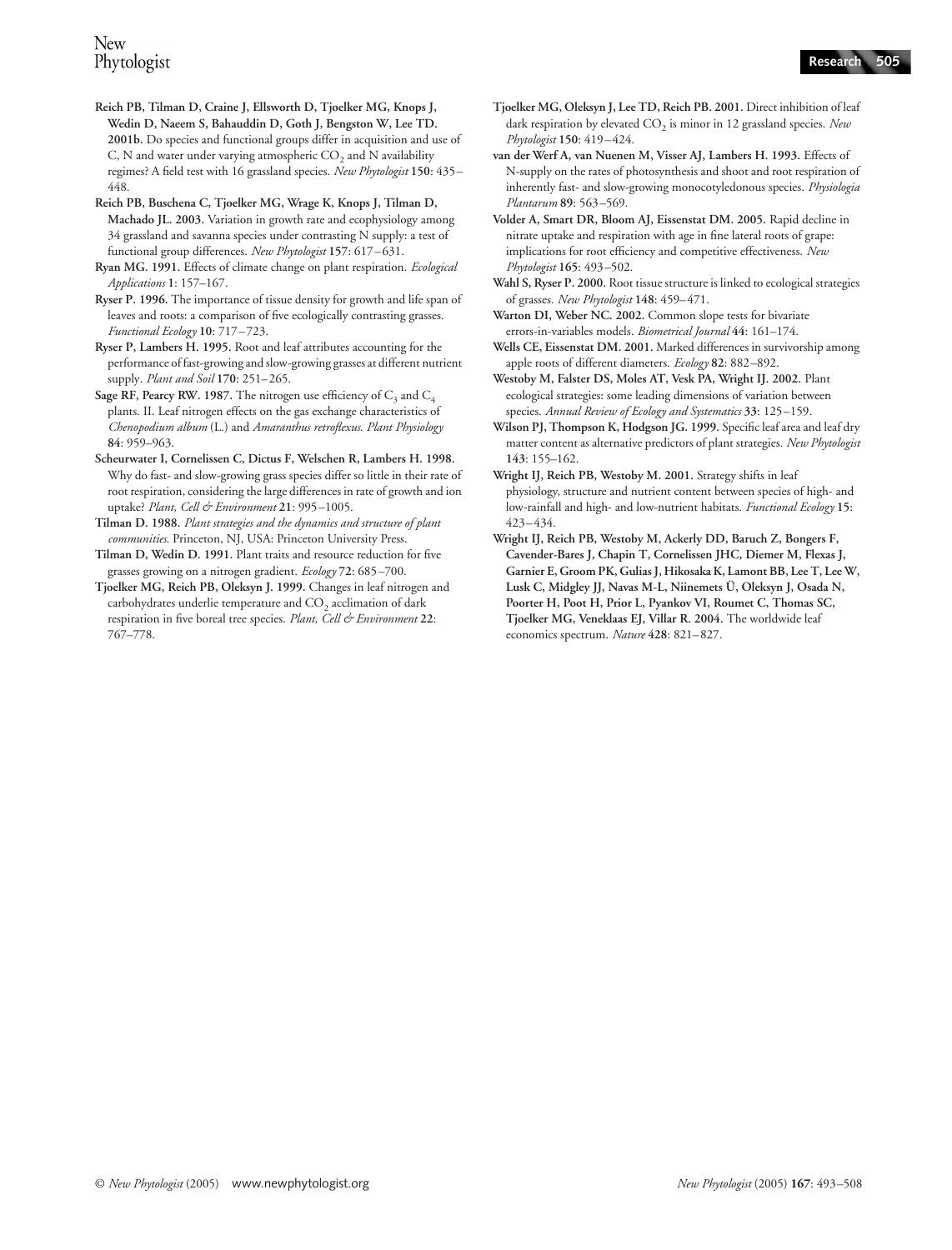**Reich PB, Tilman D, Craine J, Ellsworth D, Tjoelker MG, Knops J, Wedin D, Naeem S, Bahauddin D, Goth J, Bengston W, Lee TD. 2001b.** Do species and functional groups differ in acquisition and use of C, N and water under varying atmospheric $CO_2$ and N availability regimes? A field test with 16 grassland species. *New Phytologist* **150**: 435–448.

**Reich PB, Buschena C, Tjoelker MG, Wrage K, Knops J, Tilman D, Machado JL. 2003.** Variation in growth rate and ecophysiology among 34 grassland and savanna species under contrasting N supply: a test of functional group differences. *New Phytologist* **157**: 617–631.

**Ryan MG. 1991.** Effects of climate change on plant respiration. *Ecological Applications* **1**: 157–167.

**Ryser P. 1996.** The importance of tissue density for growth and life span of leaves and roots: a comparison of five ecologically contrasting grasses. *Functional Ecology* **10**: 717–723.

**Ryser P, Lambers H. 1995.** Root and leaf attributes accounting for the performance of fast-growing and slow-growing grasses at different nutrient supply. *Plant and Soil* **170**: 251–265.

**Sage RF, Pearcy RW. 1987.** The nitrogen use efficiency of $C_3$ and $C_4$ plants. II. Leaf nitrogen effects on the gas exchange characteristics of *Chenopodium album* (L.) and *Amaranthus retroflexus*. *Plant Physiology* **84**: 959–963.

**Scheurwater I, Cornelissen C, Dictus F, Welschen R, Lambers H. 1998.** Why do fast- and slow-growing grass species differ so little in their rate of root respiration, considering the large differences in rate of growth and ion uptake? *Plant, Cell & Environment* **21**: 995–1005.

**Tilman D. 1988.** *Plant strategies and the dynamics and structure of plant communities*. Princeton, NJ, USA: Princeton University Press.

**Tilman D, Wedin D. 1991.** Plant traits and resource reduction for five grasses growing on a nitrogen gradient. *Ecology* **72**: 685–700.

**Tjoelker MG, Reich PB, Oleksyn J. 1999.** Changes in leaf nitrogen and carbohydrates underlie temperature and $CO_2$ acclimation of dark respiration in five boreal tree species. *Plant, Cell & Environment* **22**: 767–778.

**Tjoelker MG, Oleksyn J, Lee TD, Reich PB. 2001.** Direct inhibition of leaf dark respiration by elevated $CO_2$ is minor in 12 grassland species. *New Phytologist* **150**: 419–424.

**van der Werf A, van Nuenen M, Visser AJ, Lambers H. 1993.** Effects of N-supply on the rates of photosynthesis and shoot and root respiration of inherently fast- and slow-growing monocotyledonous species. *Physiologia Plantarum* **89**: 563–569.

**Volder A, Smart DR, Bloom AJ, Eissenstat DM. 2005.** Rapid decline in nitrate uptake and respiration with age in fine lateral roots of grape: implications for root efficiency and competitive effectiveness. *New Phytologist* **165**: 493–502.

**Wahl S, Ryser P. 2000.** Root tissue structure is linked to ecological strategies of grasses. *New Phytologist* **148**: 459–471.

**Warton DI, Weber NC. 2002.** Common slope tests for bivariate errors-in-variables models. *Biometrical Journal* **44**: 161–174.

**Wells CE, Eissenstat DM. 2001.** Marked differences in survivorship among apple roots of different diameters. *Ecology* **82**: 882–892.

**Westoby M, Falster DS, Moles AT, Vesk PA, Wright IJ. 2002.** Plant ecological strategies: some leading dimensions of variation between species. *Annual Review of Ecology and Systematics* **33**: 125–159.

**Wilson PJ, Thompson K, Hodgson JG. 1999.** Specific leaf area and leaf dry matter content as alternative predictors of plant strategies. *New Phytologist* **143**: 155–162.

**Wright IJ, Reich PB, Westoby M. 2001.** Strategy shifts in leaf physiology, structure and nutrient content between species of high- and low-rainfall and high- and low-nutrient habitats. *Functional Ecology* **15**: 423–434.

**Wright IJ, Reich PB, Westoby M, Ackerly DD, Baruch Z, Bongers F, Cavender-Bares J, Chapin T, Cornelissen JHC, Diemer M, Flexas J, Garnier E, Groom PK, Gulias J, Hikosaka K, Lamont BB, Lee T, Lee W, Lusk C, Midgley JJ, Navas M-L, Niinemets Ü, Oleksyn J, Osada N, Poorter H, Poot H, Prior L, Pyankov VI, Roumet C, Thomas SC, Tjoelker MG, Veneklaas EJ, Villar R. 2004.** The worldwide leaf economics spectrum. *Nature* **428**: 821–827.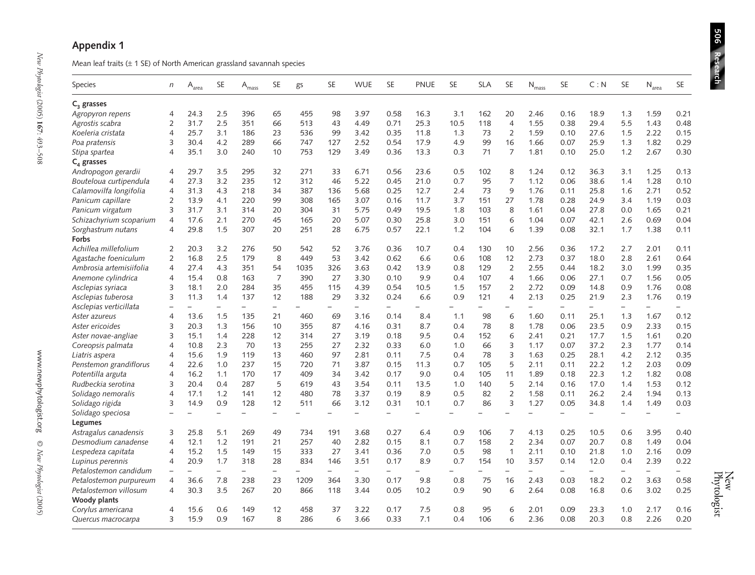## Appendix 1

Mean leaf traits (± 1 SE) of North American grassland savannah species

| Species | $n$ | $A_{area}$ | SE | $A_{mass}$ | SE | gs | SE | WUE | SE | PNUE | SE | SLA | SE | $N_{mass}$ | SE | C : N | SE | $N_{area}$ | SE |
|---|---|---|---|---|---|---|---|---|---|---|---|---|---|---|---|---|---|---|---|
| **$C_3$ grasses** | | | | | | | | | | | | | | | | | | | |
| *Agropyron repens* | 4 | 24.3 | 2.5 | 396 | 65 | 455 | 98 | 3.97 | 0.58 | 16.3 | 3.1 | 162 | 20 | 2.46 | 0.16 | 18.9 | 1.3 | 1.59 | 0.21 |
| *Agrostis scabra* | 2 | 31.7 | 2.5 | 351 | 66 | 513 | 43 | 4.49 | 0.71 | 25.3 | 10.5 | 118 | 4 | 1.55 | 0.38 | 29.4 | 5.5 | 1.43 | 0.48 |
| *Koeleria cristata* | 4 | 25.7 | 3.1 | 186 | 23 | 536 | 99 | 3.42 | 0.35 | 11.8 | 1.3 | 73 | 2 | 1.59 | 0.10 | 27.6 | 1.5 | 2.22 | 0.15 |
| *Poa pratensis* | 3 | 30.4 | 4.2 | 289 | 66 | 747 | 127 | 2.52 | 0.54 | 17.9 | 4.9 | 99 | 16 | 1.66 | 0.07 | 25.9 | 1.3 | 1.82 | 0.29 |
| *Stipa spartea* | 4 | 35.1 | 3.0 | 240 | 10 | 753 | 129 | 3.49 | 0.36 | 13.3 | 0.3 | 71 | 7 | 1.81 | 0.10 | 25.0 | 1.2 | 2.67 | 0.30 |
| **$C_4$ grasses** | | | | | | | | | | | | | | | | | | | |
| *Andropogon gerardii* | 4 | 29.7 | 3.5 | 295 | 32 | 271 | 33 | 6.71 | 0.56 | 23.6 | 0.5 | 102 | 8 | 1.24 | 0.12 | 36.3 | 3.1 | 1.25 | 0.13 |
| *Bouteloua curtipendula* | 4 | 27.3 | 3.2 | 235 | 12 | 312 | 46 | 5.22 | 0.45 | 21.0 | 0.7 | 95 | 7 | 1.12 | 0.06 | 38.6 | 1.4 | 1.28 | 0.10 |
| *Calamovilfa longifolia* | 4 | 31.3 | 4.3 | 218 | 34 | 387 | 136 | 5.68 | 0.25 | 12.7 | 2.4 | 73 | 9 | 1.76 | 0.11 | 25.8 | 1.6 | 2.71 | 0.52 |
| *Panicum capillare* | 2 | 13.9 | 4.1 | 220 | 99 | 308 | 165 | 3.07 | 0.16 | 11.7 | 3.7 | 151 | 27 | 1.78 | 0.28 | 24.9 | 3.4 | 1.19 | 0.03 |
| *Panicum virgatum* | 3 | 31.7 | 3.1 | 314 | 20 | 304 | 31 | 5.75 | 0.49 | 19.5 | 1.8 | 103 | 8 | 1.61 | 0.04 | 27.8 | 0.0 | 1.65 | 0.21 |
| *Schizachyrium scoparium* | 4 | 17.6 | 2.1 | 270 | 45 | 165 | 20 | 5.07 | 0.30 | 25.8 | 3.0 | 151 | 6 | 1.04 | 0.07 | 42.1 | 2.6 | 0.69 | 0.04 |
| *Sorghastrum nutans* | 4 | 29.8 | 1.5 | 307 | 20 | 251 | 28 | 6.75 | 0.57 | 22.1 | 1.2 | 104 | 6 | 1.39 | 0.08 | 32.1 | 1.7 | 1.38 | 0.11 |
| **Forbs** | | | | | | | | | | | | | | | | | | | |
| *Achillea millefolium* | 2 | 20.3 | 3.2 | 276 | 50 | 542 | 52 | 3.76 | 0.36 | 10.7 | 0.4 | 130 | 10 | 2.56 | 0.36 | 17.2 | 2.7 | 2.01 | 0.11 |
| *Agastache foeniculum* | 2 | 16.8 | 2.5 | 179 | 8 | 449 | 53 | 3.42 | 0.62 | 6.6 | 0.6 | 108 | 12 | 2.73 | 0.37 | 18.0 | 2.8 | 2.61 | 0.64 |
| *Ambrosia artemisiifolia* | 4 | 27.4 | 4.3 | 351 | 54 | 1035 | 326 | 3.63 | 0.42 | 13.9 | 0.8 | 129 | 2 | 2.55 | 0.44 | 18.2 | 3.0 | 1.99 | 0.35 |
| *Anemone cylindrica* | 4 | 15.4 | 0.8 | 163 | 7 | 390 | 27 | 3.30 | 0.10 | 9.9 | 0.4 | 107 | 4 | 1.66 | 0.06 | 27.1 | 0.7 | 1.56 | 0.05 |
| *Asclepias syriaca* | 3 | 18.1 | 2.0 | 284 | 35 | 455 | 115 | 4.39 | 0.54 | 10.5 | 1.5 | 157 | 2 | 2.72 | 0.09 | 14.8 | 0.9 | 1.76 | 0.08 |
| *Asclepias tuberosa* | 3 | 11.3 | 1.4 | 137 | 12 | 188 | 29 | 3.32 | 0.24 | 6.6 | 0.9 | 121 | 4 | 2.13 | 0.25 | 21.9 | 2.3 | 1.76 | 0.19 |
| *Asclepias verticillata* | – | – | – | – | – | – | – | – | – | – | – | – | – | – | – | – | – | – | – |
| *Aster azureus* | 4 | 13.6 | 1.5 | 135 | 21 | 460 | 69 | 3.16 | 0.14 | 8.4 | 1.1 | 98 | 6 | 1.60 | 0.11 | 25.1 | 1.3 | 1.67 | 0.12 |
| *Aster ericoides* | 3 | 20.3 | 1.3 | 156 | 10 | 355 | 87 | 4.16 | 0.31 | 8.7 | 0.4 | 78 | 8 | 1.78 | 0.06 | 23.5 | 0.9 | 2.33 | 0.15 |
| *Aster novae-angliae* | 3 | 15.1 | 1.4 | 228 | 12 | 314 | 27 | 3.19 | 0.18 | 9.5 | 0.4 | 152 | 6 | 2.41 | 0.21 | 17.7 | 1.5 | 1.61 | 0.20 |
| *Coreopsis palmata* | 4 | 10.8 | 2.3 | 70 | 13 | 255 | 27 | 2.32 | 0.33 | 6.0 | 1.0 | 66 | 3 | 1.17 | 0.07 | 37.2 | 2.3 | 1.77 | 0.14 |
| *Liatris aspera* | 4 | 15.6 | 1.9 | 119 | 13 | 460 | 97 | 2.81 | 0.11 | 7.5 | 0.4 | 78 | 3 | 1.63 | 0.25 | 28.1 | 4.2 | 2.12 | 0.35 |
| *Penstemon grandiflorus* | 4 | 22.6 | 1.0 | 237 | 15 | 720 | 71 | 3.87 | 0.15 | 11.3 | 0.7 | 105 | 5 | 2.11 | 0.11 | 22.2 | 1.2 | 2.03 | 0.09 |
| *Potentilla arguta* | 4 | 16.2 | 1.1 | 170 | 17 | 409 | 34 | 3.42 | 0.17 | 9.0 | 0.4 | 105 | 11 | 1.89 | 0.18 | 22.3 | 1.2 | 1.82 | 0.08 |
| *Rudbeckia serotina* | 3 | 20.4 | 0.4 | 287 | 5 | 619 | 43 | 3.54 | 0.11 | 13.5 | 1.0 | 140 | 5 | 2.14 | 0.16 | 17.0 | 1.4 | 1.53 | 0.12 |
| *Solidago nemoralis* | 4 | 17.1 | 1.2 | 141 | 12 | 480 | 78 | 3.37 | 0.19 | 8.9 | 0.5 | 82 | 2 | 1.58 | 0.11 | 26.2 | 2.4 | 1.94 | 0.13 |
| *Solidago rigida* | 3 | 14.9 | 0.9 | 128 | 12 | 511 | 66 | 3.12 | 0.31 | 10.1 | 0.7 | 86 | 3 | 1.27 | 0.05 | 34.8 | 1.4 | 1.49 | 0.03 |
| *Solidago speciosa* | – | – | – | – | – | – | – | – | – | – | – | – | – | – | – | – | – | – | – |
| **Legumes** | | | | | | | | | | | | | | | | | | | |
| *Astragalus canadensis* | 3 | 25.8 | 5.1 | 269 | 49 | 734 | 191 | 3.68 | 0.27 | 6.4 | 0.9 | 106 | 7 | 4.13 | 0.25 | 10.5 | 0.6 | 3.95 | 0.40 |
| *Desmodium canadense* | 4 | 12.1 | 1.2 | 191 | 21 | 257 | 40 | 2.82 | 0.15 | 8.1 | 0.7 | 158 | 2 | 2.34 | 0.07 | 20.7 | 0.8 | 1.49 | 0.04 |
| *Lespedeza capitata* | 4 | 15.2 | 1.5 | 149 | 15 | 333 | 27 | 3.41 | 0.36 | 7.0 | 0.5 | 98 | 1 | 2.11 | 0.10 | 21.8 | 1.0 | 2.16 | 0.09 |
| *Lupinus perennis* | 4 | 20.9 | 1.7 | 318 | 28 | 834 | 146 | 3.51 | 0.17 | 8.9 | 0.7 | 154 | 10 | 3.57 | 0.14 | 12.0 | 0.4 | 2.39 | 0.22 |
| *Petalostemon candidum* | – | – | – | – | – | – | – | – | – | – | – | – | – | – | – | – | – | – | – |
| *Petalostemon purpureum* | 4 | 36.6 | 7.8 | 238 | 23 | 1209 | 364 | 3.30 | 0.17 | 9.8 | 0.8 | 75 | 16 | 2.43 | 0.03 | 18.2 | 0.2 | 3.63 | 0.58 |
| *Petalostemon villosum* | 4 | 30.3 | 3.5 | 267 | 20 | 866 | 118 | 3.44 | 0.05 | 10.2 | 0.9 | 90 | 6 | 2.64 | 0.08 | 16.8 | 0.6 | 3.02 | 0.25 |
| **Woody plants** | | | | | | | | | | | | | | | | | | | |
| *Corylus americana* | 4 | 15.6 | 0.6 | 149 | 12 | 458 | 37 | 3.22 | 0.17 | 7.5 | 0.8 | 95 | 6 | 2.01 | 0.09 | 23.3 | 1.0 | 2.17 | 0.16 |
| *Quercus macrocarpa* | 3 | 15.9 | 0.9 | 167 | 8 | 286 | 6 | 3.66 | 0.33 | 7.1 | 0.4 | 106 | 6 | 2.36 | 0.08 | 20.3 | 0.8 | 2.26 | 0.20 |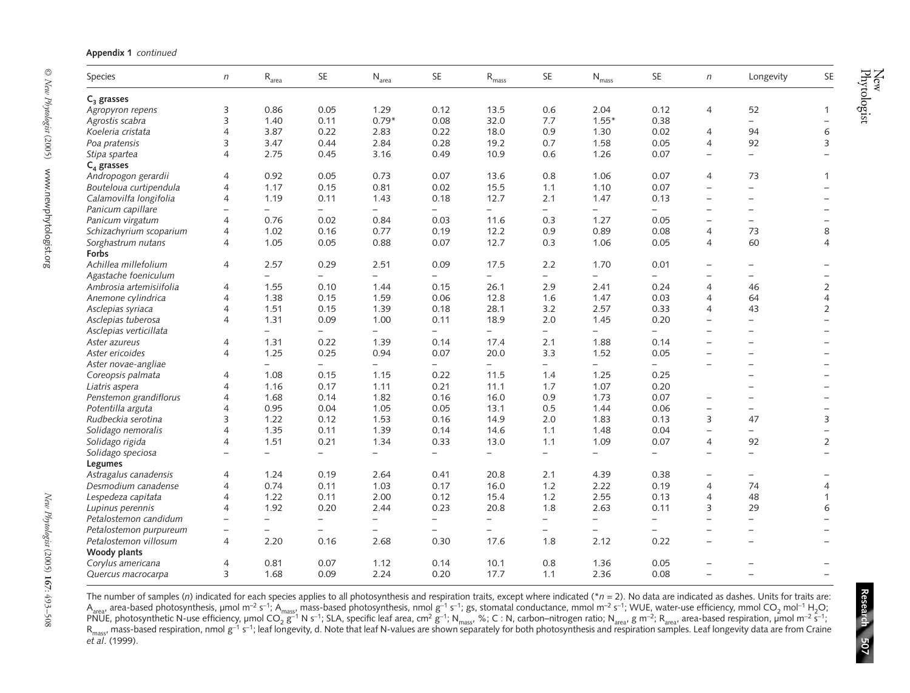**Appendix 1** *continued*

| Species | $n$ | $R_{area}$ | SE | $N_{area}$ | SE | $R_{mass}$ | SE | $N_{mass}$ | SE | $n$ | Longevity | SE |
|---|---|---|---|---|---|---|---|---|---|---|---|---|
| **$C_3$ grasses** | | | | | | | | | | | | |
| *Agropyron repens* | 3 | 0.86 | 0.05 | 1.29 | 0.12 | 13.5 | 0.6 | 2.04 | 0.12 | 4 | 52 | 1 |
| *Agrostis scabra* | 3 | 1.40 | 0.11 | 0.79* | 0.08 | 32.0 | 7.7 | 1.55* | 0.38 | | – | – |
| *Koeleria cristata* | 4 | 3.87 | 0.22 | 2.83 | 0.22 | 18.0 | 0.9 | 1.30 | 0.02 | 4 | 94 | 6 |
| *Poa pratensis* | 3 | 3.47 | 0.44 | 2.84 | 0.28 | 19.2 | 0.7 | 1.58 | 0.05 | 4 | 92 | 3 |
| *Stipa spartea* | 4 | 2.75 | 0.45 | 3.16 | 0.49 | 10.9 | 0.6 | 1.26 | 0.07 | – | – | – |
| **$C_4$ grasses** | | | | | | | | | | | | |
| *Andropogon gerardii* | 4 | 0.92 | 0.05 | 0.73 | 0.07 | 13.6 | 0.8 | 1.06 | 0.07 | 4 | 73 | 1 |
| *Bouteloua curtipendula* | 4 | 1.17 | 0.15 | 0.81 | 0.02 | 15.5 | 1.1 | 1.10 | 0.07 | – | – | – |
| *Calamovilfa longifolia* | 4 | 1.19 | 0.11 | 1.43 | 0.18 | 12.7 | 2.1 | 1.47 | 0.13 | – | – | – |
| *Panicum capillare* | – | – | – | – | – | – | – | – | – | – | – | – |
| *Panicum virgatum* | 4 | 0.76 | 0.02 | 0.84 | 0.03 | 11.6 | 0.3 | 1.27 | 0.05 | – | – | – |
| *Schizachyrium scoparium* | 4 | 1.02 | 0.16 | 0.77 | 0.19 | 12.2 | 0.9 | 0.89 | 0.08 | 4 | 73 | 8 |
| *Sorghastrum nutans* | 4 | 1.05 | 0.05 | 0.88 | 0.07 | 12.7 | 0.3 | 1.06 | 0.05 | 4 | 60 | 4 |
| **Forbs** | | | | | | | | | | | | |
| *Achillea millefolium* | 4 | 2.57 | 0.29 | 2.51 | 0.09 | 17.5 | 2.2 | 1.70 | 0.01 | – | – | – |
| *Agastache foeniculum* | | – | – | – | – | – | – | – | – | – | – | – |
| *Ambrosia artemisiifolia* | 4 | 1.55 | 0.10 | 1.44 | 0.15 | 26.1 | 2.9 | 2.41 | 0.24 | 4 | 46 | 2 |
| *Anemone cylindrica* | 4 | 1.38 | 0.15 | 1.59 | 0.06 | 12.8 | 1.6 | 1.47 | 0.03 | 4 | 64 | 4 |
| *Asclepias syriaca* | 4 | 1.51 | 0.15 | 1.39 | 0.18 | 28.1 | 3.2 | 2.57 | 0.33 | 4 | 43 | 2 |
| *Asclepias tuberosa* | 4 | 1.31 | 0.09 | 1.00 | 0.11 | 18.9 | 2.0 | 1.45 | 0.20 | – | – | – |
| *Asclepias verticillata* | | – | – | – | – | – | – | – | – | – | – | – |
| *Aster azureus* | 4 | 1.31 | 0.22 | 1.39 | 0.14 | 17.4 | 2.1 | 1.88 | 0.14 | – | – | – |
| *Aster ericoides* | 4 | 1.25 | 0.25 | 0.94 | 0.07 | 20.0 | 3.3 | 1.52 | 0.05 | – | – | – |
| *Aster novae-angliae* | | – | – | – | – | – | – | – | – | – | – | – |
| *Coreopsis palmata* | 4 | 1.08 | 0.15 | 1.15 | 0.22 | 11.5 | 1.4 | 1.25 | 0.25 | | – | – |
| *Liatris aspera* | 4 | 1.16 | 0.17 | 1.11 | 0.21 | 11.1 | 1.7 | 1.07 | 0.20 | | – | – |
| *Penstemon grandiflorus* | 4 | 1.68 | 0.14 | 1.82 | 0.16 | 16.0 | 0.9 | 1.73 | 0.07 | – | – | – |
| *Potentilla arguta* | 4 | 0.95 | 0.04 | 1.05 | 0.05 | 13.1 | 0.5 | 1.44 | 0.06 | – | – | – |
| *Rudbeckia serotina* | 3 | 1.22 | 0.12 | 1.53 | 0.16 | 14.9 | 2.0 | 1.83 | 0.13 | 3 | 47 | 3 |
| *Solidago nemoralis* | 4 | 1.35 | 0.11 | 1.39 | 0.14 | 14.6 | 1.1 | 1.48 | 0.04 | – | – | – |
| *Solidago rigida* | 4 | 1.51 | 0.21 | 1.34 | 0.33 | 13.0 | 1.1 | 1.09 | 0.07 | 4 | 92 | 2 |
| *Solidago speciosa* | – | – | – | – | – | – | – | – | – | – | – | – |
| **Legumes** | | | | | | | | | | | | |
| *Astragalus canadensis* | 4 | 1.24 | 0.19 | 2.64 | 0.41 | 20.8 | 2.1 | 4.39 | 0.38 | – | – | – |
| *Desmodium canadense* | 4 | 0.74 | 0.11 | 1.03 | 0.17 | 16.0 | 1.2 | 2.22 | 0.19 | 4 | 74 | 4 |
| *Lespedeza capitata* | 4 | 1.22 | 0.11 | 2.00 | 0.12 | 15.4 | 1.2 | 2.55 | 0.13 | 4 | 48 | 1 |
| *Lupinus perennis* | 4 | 1.92 | 0.20 | 2.44 | 0.23 | 20.8 | 1.8 | 2.63 | 0.11 | 3 | 29 | 6 |
| *Petalostemon candidum* | – | – | – | – | – | – | – | – | – | – | – | – |
| *Petalostemon purpureum* | – | – | – | – | – | – | – | – | – | – | – | – |
| *Petalostemon villosum* | 4 | 2.20 | 0.16 | 2.68 | 0.30 | 17.6 | 1.8 | 2.12 | 0.22 | – | – | – |
| **Woody plants** | | | | | | | | | | | | |
| *Corylus americana* | 4 | 0.81 | 0.07 | 1.12 | 0.14 | 10.1 | 0.8 | 1.36 | 0.05 | | – | – |
| *Quercus macrocarpa* | 3 | 1.68 | 0.09 | 2.24 | 0.20 | 17.7 | 1.1 | 2.36 | 0.08 | – | – | – |

The number of samples ($n$) indicated for each species applies to all photosynthesis and respiration traits, except where indicated (*$n$ = 2). No data are indicated as dashes. Units for traits are: $A_{area}$, area-based photosynthesis, μmol $m^{-2}$ $s^{-1}$; $A_{mass}$, mass-based photosynthesis, nmol $g^{-1}$ $s^{-1}$; gs, stomatal conductance, mmol $m^{-2}$ $s^{-1}$; WUE, water-use efficiency, mmol $CO_2$ $mol^{-1}$ $H_2O$; PNUE, photosynthetic N-use efficiency, μmol $CO_2$ $g^{-1}$ N $s^{-1}$; SLA, specific leaf area, $cm^2$ $g^{-1}$; $N_{mass}$, %; C : N, carbon–nitrogen ratio; $N_{area}$, g $m^{-2}$; $R_{area}$, area-based respiration, μmol $m^{-2}$ $s^{-1}$; $R_{mass}$, mass-based respiration, nmol $g^{-1}$ $s^{-1}$; leaf longevity, d. Note that leaf N-values are shown separately for both photosynthesis and respiration samples. Leaf longevity data are from Craine *et al*. (1999).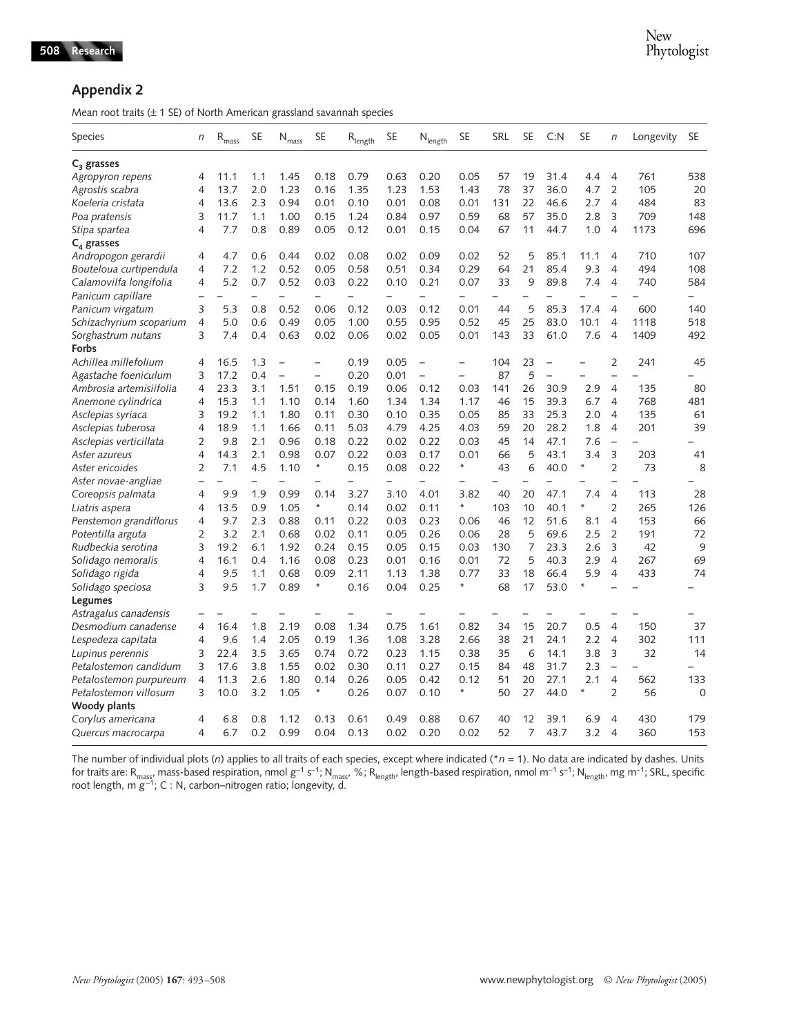## Appendix 2

Mean root traits (± 1 SE) of North American grassland savannah species

| Species | $n$ | $R_{mass}$ | SE | $N_{mass}$ | SE | $R_{length}$ | SE | $N_{length}$ | SE | SRL | SE | C:N | SE | $n$ | Longevity | SE |
|---|---|---|---|---|---|---|---|---|---|---|---|---|---|---|---|---|
| **$C_3$ grasses** | | | | | | | | | | | | | | | | |
| *Agropyron repens* | 4 | 11.1 | 1.1 | 1.45 | 0.18 | 0.79 | 0.63 | 0.20 | 0.05 | 57 | 19 | 31.4 | 4.4 | 4 | 761 | 538 |
| *Agrostis scabra* | 4 | 13.7 | 2.0 | 1.23 | 0.16 | 1.35 | 1.23 | 1.53 | 1.43 | 78 | 37 | 36.0 | 4.7 | 2 | 105 | 20 |
| *Koeleria cristata* | 4 | 13.6 | 2.3 | 0.94 | 0.01 | 0.10 | 0.01 | 0.08 | 0.01 | 131 | 22 | 46.6 | 2.7 | 4 | 484 | 83 |
| *Poa pratensis* | 3 | 11.7 | 1.1 | 1.00 | 0.15 | 1.24 | 0.84 | 0.97 | 0.59 | 68 | 57 | 35.0 | 2.8 | 3 | 709 | 148 |
| *Stipa spartea* | 4 | 7.7 | 0.8 | 0.89 | 0.05 | 0.12 | 0.01 | 0.15 | 0.04 | 67 | 11 | 44.7 | 1.0 | 4 | 1173 | 696 |
| **$C_4$ grasses** | | | | | | | | | | | | | | | | |
| *Andropogon gerardii* | 4 | 4.7 | 0.6 | 0.44 | 0.02 | 0.08 | 0.02 | 0.09 | 0.02 | 52 | 5 | 85.1 | 11.1 | 4 | 710 | 107 |
| *Bouteloua curtipendula* | 4 | 7.2 | 1.2 | 0.52 | 0.05 | 0.58 | 0.51 | 0.34 | 0.29 | 64 | 21 | 85.4 | 9.3 | 4 | 494 | 108 |
| *Calamovilfa longifolia* | 4 | 5.2 | 0.7 | 0.52 | 0.03 | 0.22 | 0.10 | 0.21 | 0.07 | 33 | 9 | 89.8 | 7.4 | 4 | 740 | 584 |
| *Panicum capillare* | – | – | – | – | – | – | – | – | – | – | – | – | – | – | – | – |
| *Panicum virgatum* | 3 | 5.3 | 0.8 | 0.52 | 0.06 | 0.12 | 0.03 | 0.12 | 0.01 | 44 | 5 | 85.3 | 17.4 | 4 | 600 | 140 |
| *Schizachyrium scoparium* | 4 | 5.0 | 0.6 | 0.49 | 0.05 | 1.00 | 0.55 | 0.95 | 0.52 | 45 | 25 | 83.0 | 10.1 | 4 | 1118 | 518 |
| *Sorghastrum nutans* | 3 | 7.4 | 0.4 | 0.63 | 0.02 | 0.06 | 0.02 | 0.05 | 0.01 | 143 | 33 | 61.0 | 7.6 | 4 | 1409 | 492 |
| **Forbs** | | | | | | | | | | | | | | | | |
| *Achillea millefolium* | 4 | 16.5 | 1.3 | – | – | 0.19 | 0.05 | – | – | 104 | 23 | – | – | 2 | 241 | 45 |
| *Agastache foeniculum* | 3 | 17.2 | 0.4 | – | – | 0.20 | 0.01 | – | – | 87 | 5 | – | – | – | – | – |
| *Ambrosia artemisiifolia* | 4 | 23.3 | 3.1 | 1.51 | 0.15 | 0.19 | 0.06 | 0.12 | 0.03 | 141 | 26 | 30.9 | 2.9 | 4 | 135 | 80 |
| *Anemone cylindrica* | 4 | 15.3 | 1.1 | 1.10 | 0.14 | 1.60 | 1.34 | 1.34 | 1.17 | 46 | 15 | 39.3 | 6.7 | 4 | 768 | 481 |
| *Asclepias syriaca* | 3 | 19.2 | 1.1 | 1.80 | 0.11 | 0.30 | 0.10 | 0.35 | 0.05 | 85 | 33 | 25.3 | 2.0 | 4 | 135 | 61 |
| *Asclepias tuberosa* | 4 | 18.9 | 1.1 | 1.66 | 0.11 | 5.03 | 4.79 | 4.25 | 4.03 | 59 | 20 | 28.2 | 1.8 | 4 | 201 | 39 |
| *Asclepias verticillata* | 2 | 9.8 | 2.1 | 0.96 | 0.18 | 0.22 | 0.02 | 0.22 | 0.03 | 45 | 14 | 47.1 | 7.6 | – | – | – |
| *Aster azureus* | 4 | 14.3 | 2.1 | 0.98 | 0.07 | 0.22 | 0.03 | 0.17 | 0.01 | 66 | 5 | 43.1 | 3.4 | 3 | 203 | 41 |
| *Aster ericoides* | 2 | 7.1 | 4.5 | 1.10 | * | 0.15 | 0.08 | 0.22 | * | 43 | 6 | 40.0 | * | 2 | 73 | 8 |
| *Aster novae-angliae* | – | – | – | – | – | – | – | – | – | – | – | – | – | – | – | – |
| *Coreopsis palmata* | 4 | 9.9 | 1.9 | 0.99 | 0.14 | 3.27 | 3.10 | 4.01 | 3.82 | 40 | 20 | 47.1 | 7.4 | 4 | 113 | 28 |
| *Liatris aspera* | 4 | 13.5 | 0.9 | 1.05 | * | 0.14 | 0.02 | 0.11 | * | 103 | 10 | 40.1 | * | 2 | 265 | 126 |
| *Penstemon grandiflorus* | 4 | 9.7 | 2.3 | 0.88 | 0.11 | 0.22 | 0.03 | 0.23 | 0.06 | 46 | 12 | 51.6 | 8.1 | 4 | 153 | 66 |
| *Potentilla arguta* | 2 | 3.2 | 2.1 | 0.68 | 0.02 | 0.11 | 0.05 | 0.26 | 0.06 | 28 | 5 | 69.6 | 2.5 | 2 | 191 | 72 |
| *Rudbeckia serotina* | 3 | 19.2 | 6.1 | 1.92 | 0.24 | 0.15 | 0.05 | 0.15 | 0.03 | 130 | 7 | 23.3 | 2.6 | 3 | 42 | 9 |
| *Solidago nemoralis* | 4 | 16.1 | 0.4 | 1.16 | 0.08 | 0.23 | 0.01 | 0.16 | 0.01 | 72 | 5 | 40.3 | 2.9 | 4 | 267 | 69 |
| *Solidago rigida* | 4 | 9.5 | 1.1 | 0.68 | 0.09 | 2.11 | 1.13 | 1.38 | 0.77 | 33 | 18 | 66.4 | 5.9 | 4 | 433 | 74 |
| *Solidago speciosa* | 3 | 9.5 | 1.7 | 0.89 | * | 0.16 | 0.04 | 0.25 | * | 68 | 17 | 53.0 | * | – | – | – |
| **Legumes** | | | | | | | | | | | | | | | | |
| *Astragalus canadensis* | – | – | – | – | – | – | – | – | – | – | – | – | – | – | – | – |
| *Desmodium canadense* | 4 | 16.4 | 1.8 | 2.19 | 0.08 | 1.34 | 0.75 | 1.61 | 0.82 | 34 | 15 | 20.7 | 0.5 | 4 | 150 | 37 |
| *Lespedeza capitata* | 4 | 9.6 | 1.4 | 2.05 | 0.19 | 1.36 | 1.08 | 3.28 | 2.66 | 38 | 21 | 24.1 | 2.2 | 4 | 302 | 111 |
| *Lupinus perennis* | 3 | 22.4 | 3.5 | 3.65 | 0.74 | 0.72 | 0.23 | 1.15 | 0.38 | 35 | 6 | 14.1 | 3.8 | 3 | 32 | 14 |
| *Petalostemon candidum* | 3 | 17.6 | 3.8 | 1.55 | 0.02 | 0.30 | 0.11 | 0.27 | 0.15 | 84 | 48 | 31.7 | 2.3 | – | – | – |
| *Petalostemon purpureum* | 4 | 11.3 | 2.6 | 1.80 | 0.14 | 0.26 | 0.05 | 0.42 | 0.12 | 51 | 20 | 27.1 | 2.1 | 4 | 562 | 133 |
| *Petalostemon villosum* | 3 | 10.0 | 3.2 | 1.05 | * | 0.26 | 0.07 | 0.10 | * | 50 | 27 | 44.0 | * | 2 | 56 | 0 |
| **Woody plants** | | | | | | | | | | | | | | | | |
| *Corylus americana* | 4 | 6.8 | 0.8 | 1.12 | 0.13 | 0.61 | 0.49 | 0.88 | 0.67 | 40 | 12 | 39.1 | 6.9 | 4 | 430 | 179 |
| *Quercus macrocarpa* | 4 | 6.7 | 0.2 | 0.99 | 0.04 | 0.13 | 0.02 | 0.20 | 0.02 | 52 | 7 | 43.7 | 3.2 | 4 | 360 | 153 |

The number of individual plots ($n$) applies to all traits of each species, except where indicated (\*$n$ = 1). No data are indicated by dashes. Units for traits are: $R_{mass}$, mass-based respiration, nmol $g^{-1}$ $s^{-1}$; $N_{mass}$, %; $R_{length}$, length-based respiration, nmol $m^{-1}$ $s^{-1}$; $N_{length}$, mg $m^{-1}$; SRL, specific root length, m $g^{-1}$; C : N, carbon–nitrogen ratio; longevity, d.